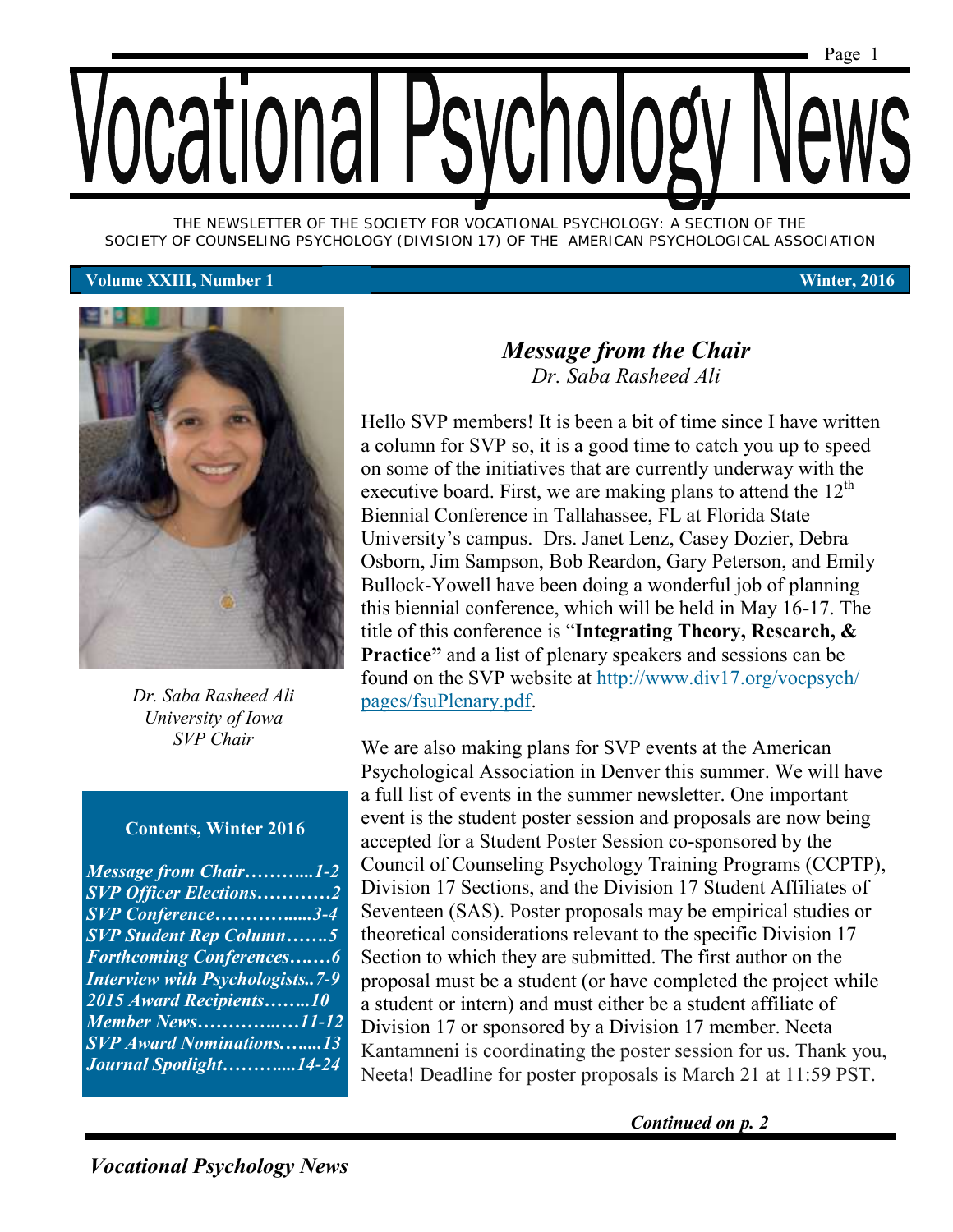# Vocational Psychology News

THE NEWSLETTER OF THE SOCIETY FOR VOCATIONAL PSYCHOLOGY: A SECTION OF THE SOCIETY OF COUNSELING PSYCHOLOGY (DIVISION 17) OF THE AMERICAN PSYCHOLOGICAL ASSOCIATION

**Volume XXIII, Number 1** **Winter, 2016**

*Dr. Saba Rasheed Ali*
*University of Iowa*
*SVP Chair*

**Contents, Winter 2016**

- ***Message from Chair………....1-2***
- ***SVP Officer Elections…………2***
- ***SVP Conference……………....3-4***
- ***SVP Student Rep Column…….5***
- ***Forthcoming Conferences….…6***
- ***Interview with Psychologists..7-9***
- ***2015 Award Recipients……..10***
- ***Member News…………..…11-12***
- ***SVP Award Nominations…......13***
- ***Journal Spotlight………....14-24***

## *Message from the Chair*

*Dr. Saba Rasheed Ali*

Hello SVP members! It is been a bit of time since I have written a column for SVP so, it is a good time to catch you up to speed on some of the initiatives that are currently underway with the executive board. First, we are making plans to attend the 12th Biennial Conference in Tallahassee, FL at Florida State University's campus. Drs. Janet Lenz, Casey Dozier, Debra Osborn, Jim Sampson, Bob Reardon, Gary Peterson, and Emily Bullock-Yowell have been doing a wonderful job of planning this biennial conference, which will be held in May 16-17. The title of this conference is "**Integrating Theory, Research, & Practice"** and a list of plenary speakers and sessions can be found on the SVP website at http://www.div17.org/vocpsych/pages/fsuPlenary.pdf.

We are also making plans for SVP events at the American Psychological Association in Denver this summer. We will have a full list of events in the summer newsletter. One important event is the student poster session and proposals are now being accepted for a Student Poster Session co-sponsored by the Council of Counseling Psychology Training Programs (CCPTP), Division 17 Sections, and the Division 17 Student Affiliates of Seventeen (SAS). Poster proposals may be empirical studies or theoretical considerations relevant to the specific Division 17 Section to which they are submitted. The first author on the proposal must be a student (or have completed the project while a student or intern) and must either be a student affiliate of Division 17 or sponsored by a Division 17 member. Neeta Kantamneni is coordinating the poster session for us. Thank you, Neeta! Deadline for poster proposals is March 21 at 11:59 PST.

***Continued on p. 2***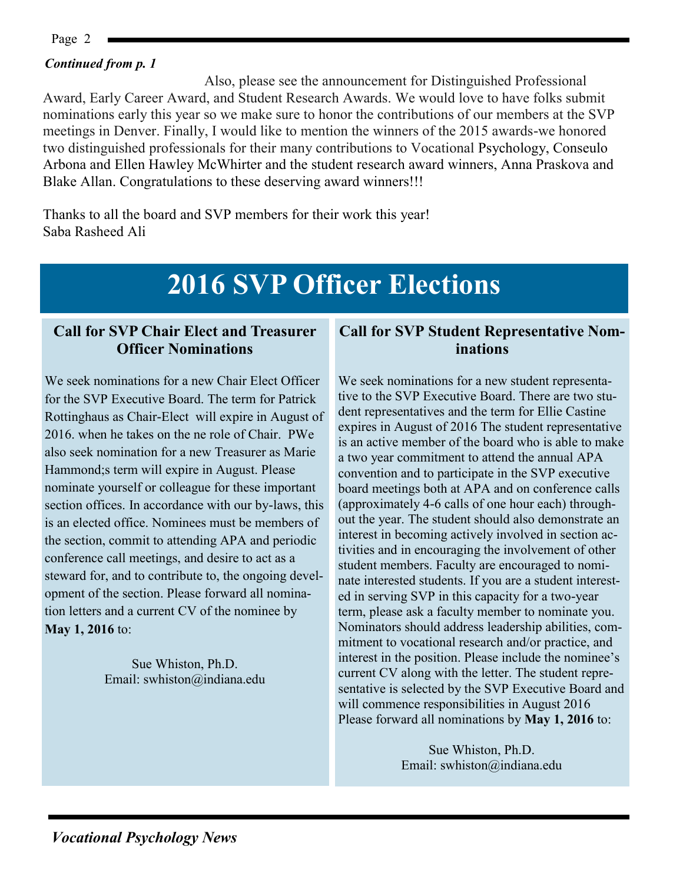***Continued from p. 1***

Also, please see the announcement for Distinguished Professional Award, Early Career Award, and Student Research Awards. We would love to have folks submit nominations early this year so we make sure to honor the contributions of our members at the SVP meetings in Denver. Finally, I would like to mention the winners of the 2015 awards-we honored two distinguished professionals for their many contributions to Vocational Psychology, Conseulo Arbona and Ellen Hawley McWhirter and the student research award winners, Anna Praskova and Blake Allan. Congratulations to these deserving award winners!!!

Thanks to all the board and SVP members for their work this year!
Saba Rasheed Ali

# 2016 SVP Officer Elections

## Call for SVP Chair Elect and Treasurer Officer Nominations

We seek nominations for a new Chair Elect Officer for the SVP Executive Board. The term for Patrick Rottinghaus as Chair-Elect will expire in August of 2016. when he takes on the ne role of Chair. PWe also seek nomination for a new Treasurer as Marie Hammond;s term will expire in August. Please nominate yourself or colleague for these important section offices. In accordance with our by-laws, this is an elected office. Nominees must be members of the section, commit to attending APA and periodic conference call meetings, and desire to act as a steward for, and to contribute to, the ongoing development of the section. Please forward all nomination letters and a current CV of the nominee by **May 1, 2016** to:

Sue Whiston, Ph.D.
Email: swhiston@indiana.edu

## Call for SVP Student Representative Nominations

We seek nominations for a new student representative to the SVP Executive Board. There are two student representatives and the term for Ellie Castine expires in August of 2016 The student representative is an active member of the board who is able to make a two year commitment to attend the annual APA convention and to participate in the SVP executive board meetings both at APA and on conference calls (approximately 4-6 calls of one hour each) throughout the year. The student should also demonstrate an interest in becoming actively involved in section activities and in encouraging the involvement of other student members. Faculty are encouraged to nominate interested students. If you are a student interested in serving SVP in this capacity for a two-year term, please ask a faculty member to nominate you. Nominators should address leadership abilities, commitment to vocational research and/or practice, and interest in the position. Please include the nominee's current CV along with the letter. The student representative is selected by the SVP Executive Board and will commence responsibilities in August 2016 Please forward all nominations by **May 1, 2016** to:

Sue Whiston, Ph.D.
Email: swhiston@indiana.edu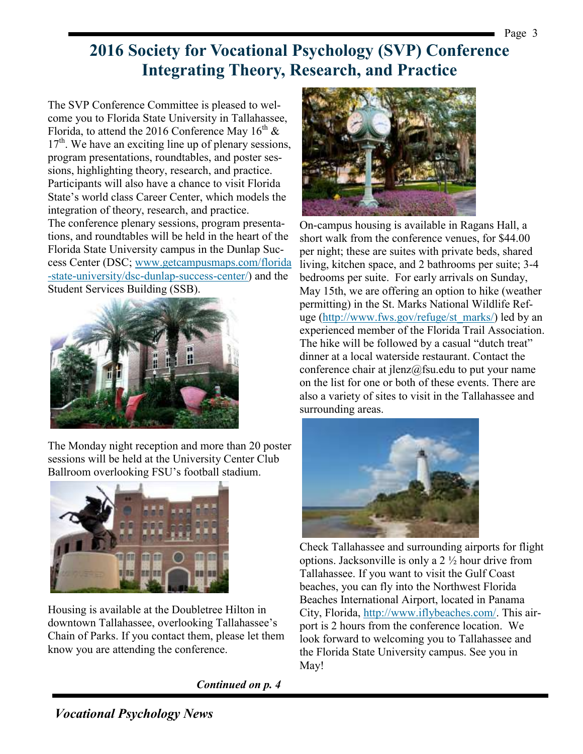# 2016 Society for Vocational Psychology (SVP) Conference Integrating Theory, Research, and Practice

The SVP Conference Committee is pleased to welcome you to Florida State University in Tallahassee, Florida, to attend the 2016 Conference May 16th & 17th. We have an exciting line up of plenary sessions, program presentations, roundtables, and poster sessions, highlighting theory, research, and practice. Participants will also have a chance to visit Florida State's world class Career Center, which models the integration of theory, research, and practice.

The conference plenary sessions, program presentations, and roundtables will be held in the heart of the Florida State University campus in the Dunlap Success Center (DSC; www.getcampusmaps.com/florida-state-university/dsc-dunlap-success-center/) and the Student Services Building (SSB).

The Monday night reception and more than 20 poster sessions will be held at the University Center Club Ballroom overlooking FSU's football stadium.

Housing is available at the Doubletree Hilton in downtown Tallahassee, overlooking Tallahassee's Chain of Parks. If you contact them, please let them know you are attending the conference.

On-campus housing is available in Ragans Hall, a short walk from the conference venues, for $44.00 per night; these are suites with private beds, shared living, kitchen space, and 2 bathrooms per suite; 3-4 bedrooms per suite. For early arrivals on Sunday, May 15th, we are offering an option to hike (weather permitting) in the St. Marks National Wildlife Refuge (http://www.fws.gov/refuge/st_marks/) led by an experienced member of the Florida Trail Association. The hike will be followed by a casual "dutch treat" dinner at a local waterside restaurant. Contact the conference chair at jlenz@fsu.edu to put your name on the list for one or both of these events. There are also a variety of sites to visit in the Tallahassee and surrounding areas.

Check Tallahassee and surrounding airports for flight options. Jacksonville is only a 2 ½ hour drive from Tallahassee. If you want to visit the Gulf Coast beaches, you can fly into the Northwest Florida Beaches International Airport, located in Panama City, Florida, http://www.iflybeaches.com/. This airport is 2 hours from the conference location. We look forward to welcoming you to Tallahassee and the Florida State University campus. See you in May!

***Continued on p. 4***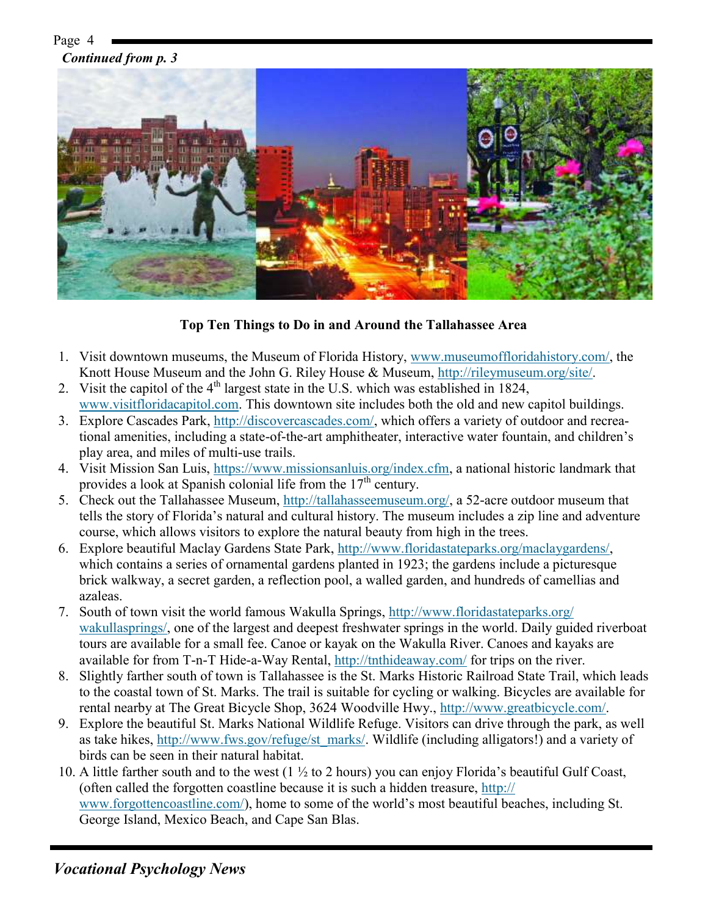*Continued from p. 3*

**Top Ten Things to Do in and Around the Tallahassee Area**

1. Visit downtown museums, the Museum of Florida History, www.museumoffloridahistory.com/, the Knott House Museum and the John G. Riley House & Museum, http://rileymuseum.org/site/.
2. Visit the capitol of the 4th largest state in the U.S. which was established in 1824, www.visitfloridacapitol.com. This downtown site includes both the old and new capitol buildings.
3. Explore Cascades Park, http://discovercascades.com/, which offers a variety of outdoor and recreational amenities, including a state-of-the-art amphitheater, interactive water fountain, and children's play area, and miles of multi-use trails.
4. Visit Mission San Luis, https://www.missionsanluis.org/index.cfm, a national historic landmark that provides a look at Spanish colonial life from the 17th century.
5. Check out the Tallahassee Museum, http://tallahasseemuseum.org/, a 52-acre outdoor museum that tells the story of Florida's natural and cultural history. The museum includes a zip line and adventure course, which allows visitors to explore the natural beauty from high in the trees.
6. Explore beautiful Maclay Gardens State Park, http://www.floridastateparks.org/maclaygardens/, which contains a series of ornamental gardens planted in 1923; the gardens include a picturesque brick walkway, a secret garden, a reflection pool, a walled garden, and hundreds of camellias and azaleas.
7. South of town visit the world famous Wakulla Springs, http://www.floridastateparks.org/wakullasprings/, one of the largest and deepest freshwater springs in the world. Daily guided riverboat tours are available for a small fee. Canoe or kayak on the Wakulla River. Canoes and kayaks are available for from T-n-T Hide-a-Way Rental, http://tnthideaway.com/ for trips on the river.
8. Slightly farther south of town is Tallahassee is the St. Marks Historic Railroad State Trail, which leads to the coastal town of St. Marks. The trail is suitable for cycling or walking. Bicycles are available for rental nearby at The Great Bicycle Shop, 3624 Woodville Hwy., http://www.greatbicycle.com/.
9. Explore the beautiful St. Marks National Wildlife Refuge. Visitors can drive through the park, as well as take hikes, http://www.fws.gov/refuge/st_marks/. Wildlife (including alligators!) and a variety of birds can be seen in their natural habitat.
10. A little farther south and to the west (1 ½ to 2 hours) you can enjoy Florida's beautiful Gulf Coast, (often called the forgotten coastline because it is such a hidden treasure, http://www.forgottencoastline.com/), home to some of the world's most beautiful beaches, including St. George Island, Mexico Beach, and Cape San Blas.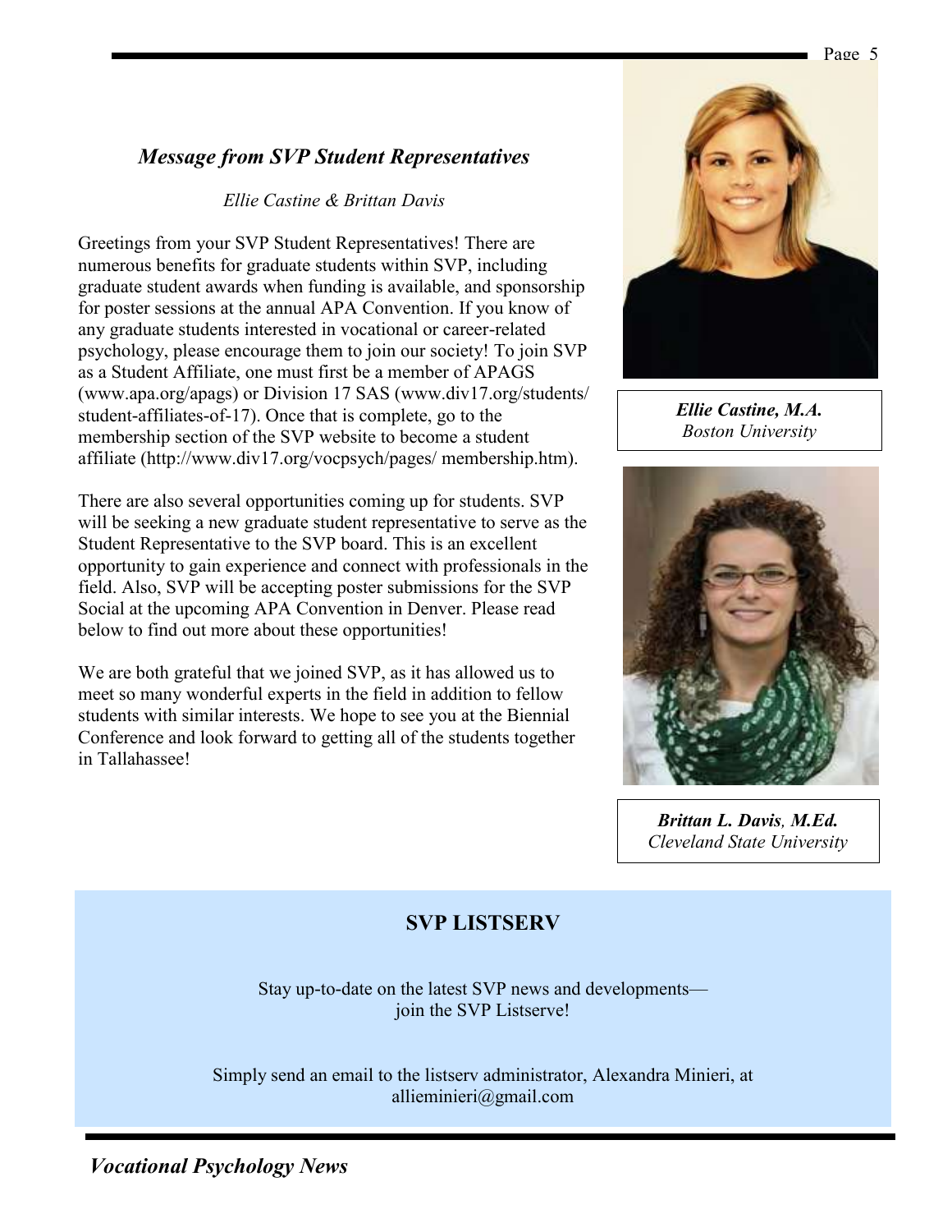### *Message from SVP Student Representatives*

*Ellie Castine & Brittan Davis*

Greetings from your SVP Student Representatives! There are numerous benefits for graduate students within SVP, including graduate student awards when funding is available, and sponsorship for poster sessions at the annual APA Convention. If you know of any graduate students interested in vocational or career-related psychology, please encourage them to join our society! To join SVP as a Student Affiliate, one must first be a member of APAGS (www.apa.org/apags) or Division 17 SAS (www.div17.org/students/student-affiliates-of-17). Once that is complete, go to the membership section of the SVP website to become a student affiliate (http://www.div17.org/vocpsych/pages/ membership.htm).

There are also several opportunities coming up for students. SVP will be seeking a new graduate student representative to serve as the Student Representative to the SVP board. This is an excellent opportunity to gain experience and connect with professionals in the field. Also, SVP will be accepting poster submissions for the SVP Social at the upcoming APA Convention in Denver. Please read below to find out more about these opportunities!

We are both grateful that we joined SVP, as it has allowed us to meet so many wonderful experts in the field in addition to fellow students with similar interests. We hope to see you at the Biennial Conference and look forward to getting all of the students together in Tallahassee!

***Ellie Castine, M.A.***
*Boston University*

***Brittan L. Davis, M.Ed.***
*Cleveland State University*

## SVP LISTSERV

Stay up-to-date on the latest SVP news and developments—
join the SVP Listserve!

Simply send an email to the listserv administrator, Alexandra Minieri, at allieminieri@gmail.com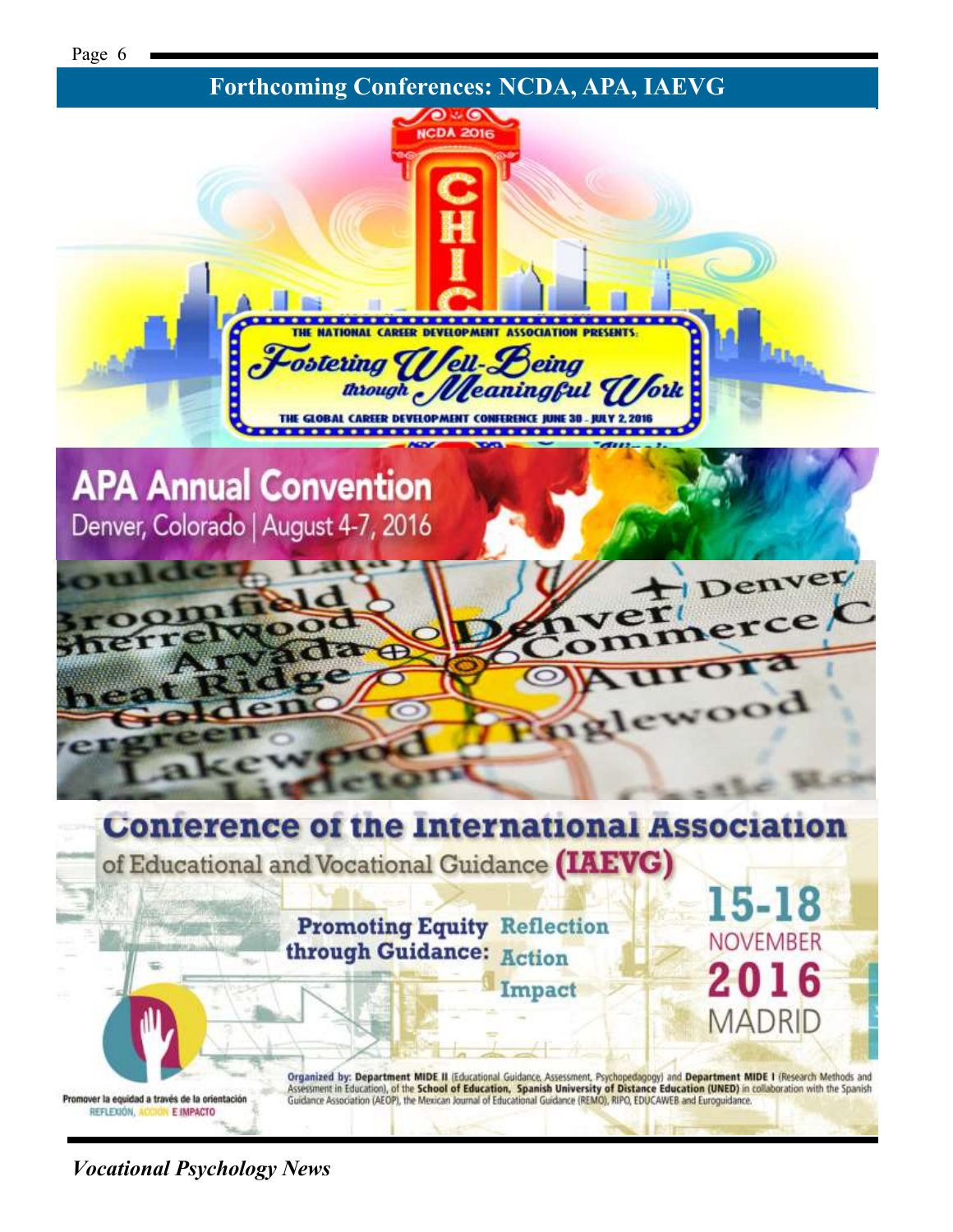## Forthcoming Conferences: NCDA, APA, IAEVG

NCDA 2016

THE NATIONAL CAREER DEVELOPMENT ASSOCIATION PRESENTS:

*Fostering Well-Being through Meaningful Work*

THE GLOBAL CAREER DEVELOPMENT CONFERENCE JUNE 30 - JULY 2, 2016

**APA Annual Convention**

Denver, Colorado | August 4-7, 2016

**Conference of the International Association of Educational and Vocational Guidance (IAEVG)**

**Promoting Equity through Guidance: Reflection Action Impact**

**15-18 NOVEMBER 2016 MADRID**

Promover la equidad a través de la orientación
REFLEXIÓN, ACCIÓN E IMPACTO

**Organized by: Department MIDE II** (Educational Guidance, Assessment, Psychopedagogy) and **Department MIDE I** (Research Methods and Assessment in Education), of the **School of Education, Spanish University of Distance Education (UNED)** in collaboration with the Spanish Guidance Association (AEOP), the Mexican Journal of Educational Guidance (REMO), RIPO, EDUCAWEB and Euroguidance.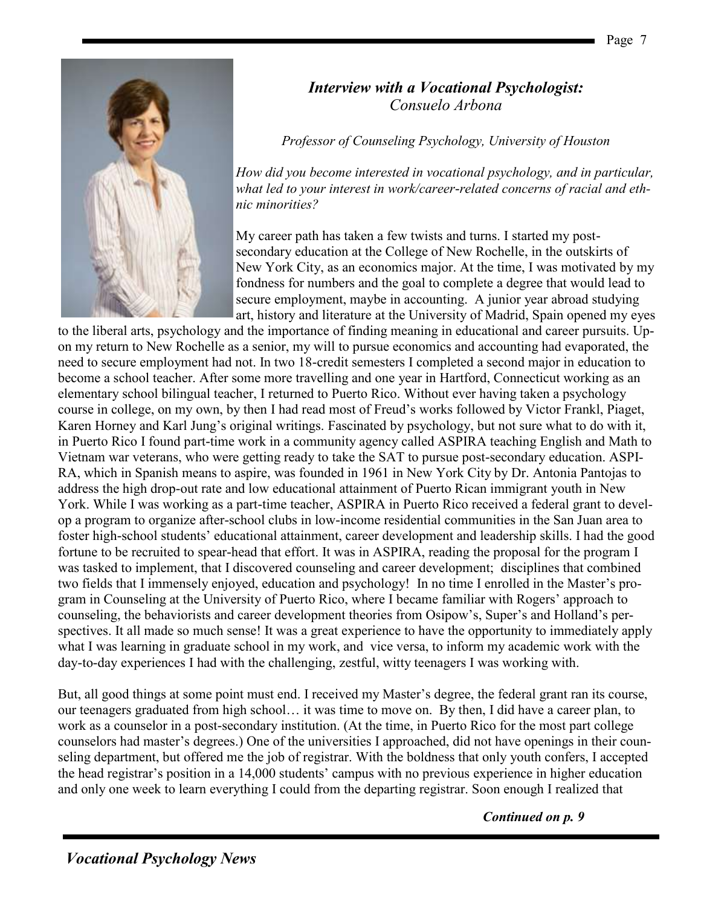### *Interview with a Vocational Psychologist:*
*Consuelo Arbona*

*Professor of Counseling Psychology, University of Houston*

*How did you become interested in vocational psychology, and in particular, what led to your interest in work/career-related concerns of racial and ethnic minorities?*

My career path has taken a few twists and turns. I started my post-secondary education at the College of New Rochelle, in the outskirts of New York City, as an economics major. At the time, I was motivated by my fondness for numbers and the goal to complete a degree that would lead to secure employment, maybe in accounting. A junior year abroad studying art, history and literature at the University of Madrid, Spain opened my eyes to the liberal arts, psychology and the importance of finding meaning in educational and career pursuits. Upon my return to New Rochelle as a senior, my will to pursue economics and accounting had evaporated, the need to secure employment had not. In two 18-credit semesters I completed a second major in education to become a school teacher. After some more travelling and one year in Hartford, Connecticut working as an elementary school bilingual teacher, I returned to Puerto Rico. Without ever having taken a psychology course in college, on my own, by then I had read most of Freud's works followed by Victor Frankl, Piaget, Karen Horney and Karl Jung's original writings. Fascinated by psychology, but not sure what to do with it, in Puerto Rico I found part-time work in a community agency called ASPIRA teaching English and Math to Vietnam war veterans, who were getting ready to take the SAT to pursue post-secondary education. ASPIRA, which in Spanish means to aspire, was founded in 1961 in New York City by Dr. Antonia Pantojas to address the high drop-out rate and low educational attainment of Puerto Rican immigrant youth in New York. While I was working as a part-time teacher, ASPIRA in Puerto Rico received a federal grant to develop a program to organize after-school clubs in low-income residential communities in the San Juan area to foster high-school students' educational attainment, career development and leadership skills. I had the good fortune to be recruited to spear-head that effort. It was in ASPIRA, reading the proposal for the program I was tasked to implement, that I discovered counseling and career development; disciplines that combined two fields that I immensely enjoyed, education and psychology! In no time I enrolled in the Master's program in Counseling at the University of Puerto Rico, where I became familiar with Rogers' approach to counseling, the behaviorists and career development theories from Osipow's, Super's and Holland's perspectives. It all made so much sense! It was a great experience to have the opportunity to immediately apply what I was learning in graduate school in my work, and vice versa, to inform my academic work with the day-to-day experiences I had with the challenging, zestful, witty teenagers I was working with.

But, all good things at some point must end. I received my Master's degree, the federal grant ran its course, our teenagers graduated from high school… it was time to move on. By then, I did have a career plan, to work as a counselor in a post-secondary institution. (At the time, in Puerto Rico for the most part college counselors had master's degrees.) One of the universities I approached, did not have openings in their counseling department, but offered me the job of registrar. With the boldness that only youth confers, I accepted the head registrar's position in a 14,000 students' campus with no previous experience in higher education and only one week to learn everything I could from the departing registrar. Soon enough I realized that

*Continued on p. 9*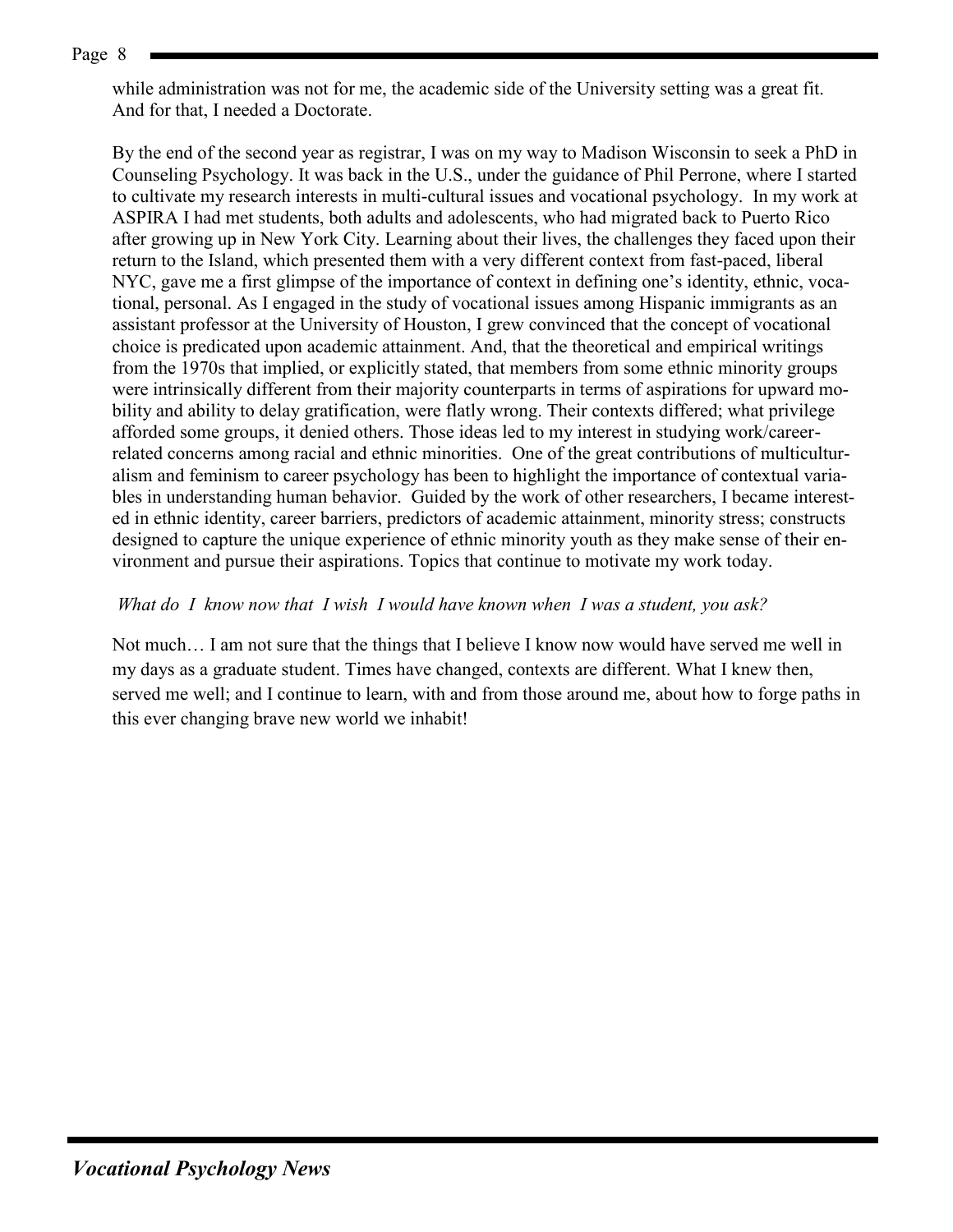while administration was not for me, the academic side of the University setting was a great fit. And for that, I needed a Doctorate.

By the end of the second year as registrar, I was on my way to Madison Wisconsin to seek a PhD in Counseling Psychology. It was back in the U.S., under the guidance of Phil Perrone, where I started to cultivate my research interests in multi-cultural issues and vocational psychology. In my work at ASPIRA I had met students, both adults and adolescents, who had migrated back to Puerto Rico after growing up in New York City. Learning about their lives, the challenges they faced upon their return to the Island, which presented them with a very different context from fast-paced, liberal NYC, gave me a first glimpse of the importance of context in defining one's identity, ethnic, vocational, personal. As I engaged in the study of vocational issues among Hispanic immigrants as an assistant professor at the University of Houston, I grew convinced that the concept of vocational choice is predicated upon academic attainment. And, that the theoretical and empirical writings from the 1970s that implied, or explicitly stated, that members from some ethnic minority groups were intrinsically different from their majority counterparts in terms of aspirations for upward mobility and ability to delay gratification, were flatly wrong. Their contexts differed; what privilege afforded some groups, it denied others. Those ideas led to my interest in studying work/career-related concerns among racial and ethnic minorities. One of the great contributions of multiculturalism and feminism to career psychology has been to highlight the importance of contextual variables in understanding human behavior. Guided by the work of other researchers, I became interested in ethnic identity, career barriers, predictors of academic attainment, minority stress; constructs designed to capture the unique experience of ethnic minority youth as they make sense of their environment and pursue their aspirations. Topics that continue to motivate my work today.

*What do I know now that I wish I would have known when I was a student, you ask?*

Not much… I am not sure that the things that I believe I know now would have served me well in my days as a graduate student. Times have changed, contexts are different. What I knew then, served me well; and I continue to learn, with and from those around me, about how to forge paths in this ever changing brave new world we inhabit!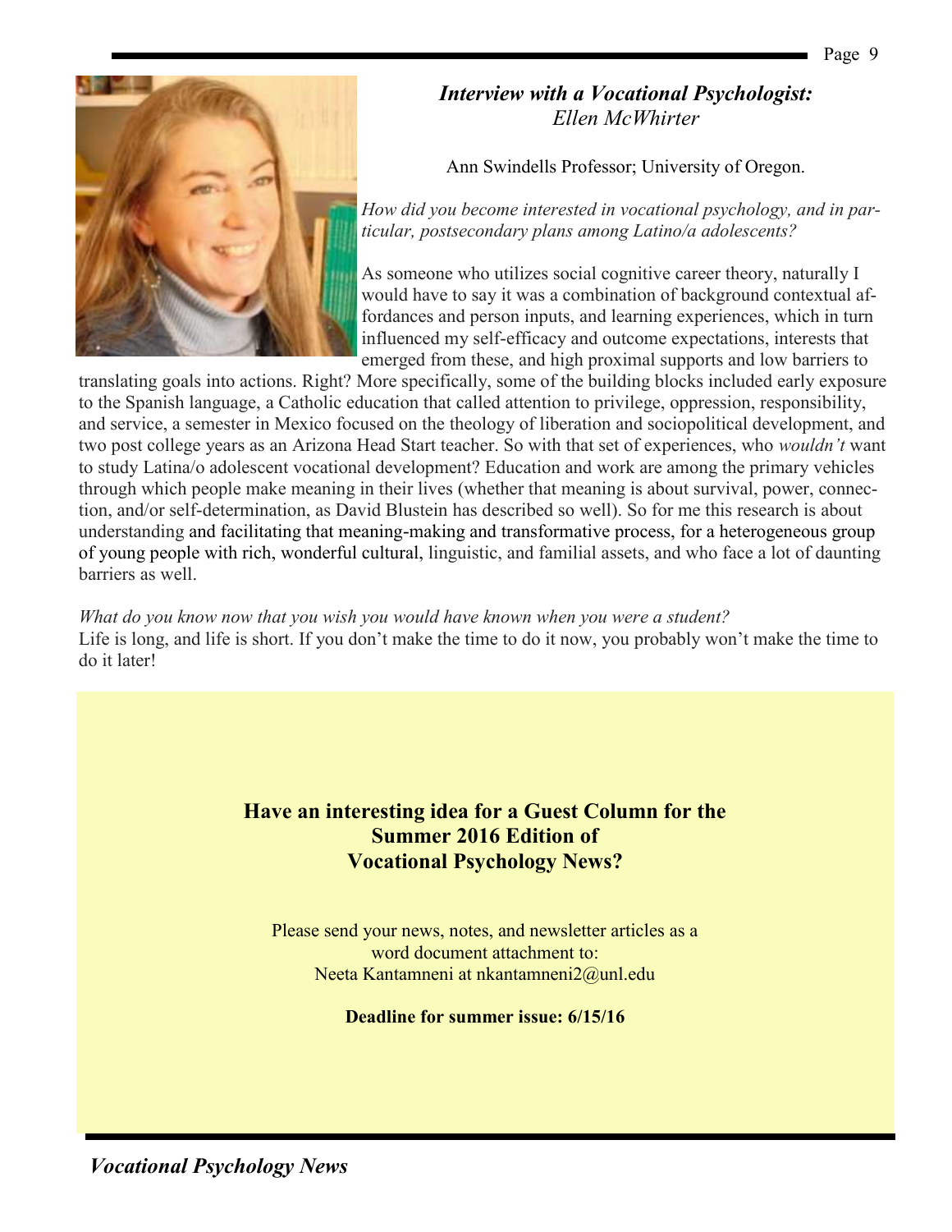## *Interview with a Vocational Psychologist:* *Ellen McWhirter*

Ann Swindells Professor; University of Oregon.

*How did you become interested in vocational psychology, and in particular, postsecondary plans among Latino/a adolescents?*

As someone who utilizes social cognitive career theory, naturally I would have to say it was a combination of background contextual affordances and person inputs, and learning experiences, which in turn influenced my self-efficacy and outcome expectations, interests that emerged from these, and high proximal supports and low barriers to translating goals into actions. Right? More specifically, some of the building blocks included early exposure to the Spanish language, a Catholic education that called attention to privilege, oppression, responsibility, and service, a semester in Mexico focused on the theology of liberation and sociopolitical development, and two post college years as an Arizona Head Start teacher. So with that set of experiences, who *wouldn't* want to study Latina/o adolescent vocational development? Education and work are among the primary vehicles through which people make meaning in their lives (whether that meaning is about survival, power, connection, and/or self-determination, as David Blustein has described so well). So for me this research is about understanding and facilitating that meaning-making and transformative process, for a heterogeneous group of young people with rich, wonderful cultural, linguistic, and familial assets, and who face a lot of daunting barriers as well.

*What do you know now that you wish you would have known when you were a student?*

Life is long, and life is short. If you don't make the time to do it now, you probably won't make the time to do it later!

**Have an interesting idea for a Guest Column for the Summer 2016 Edition of Vocational Psychology News?**

Please send your news, notes, and newsletter articles as a word document attachment to:
Neeta Kantamneni at nkantamneni2@unl.edu

**Deadline for summer issue: 6/15/16**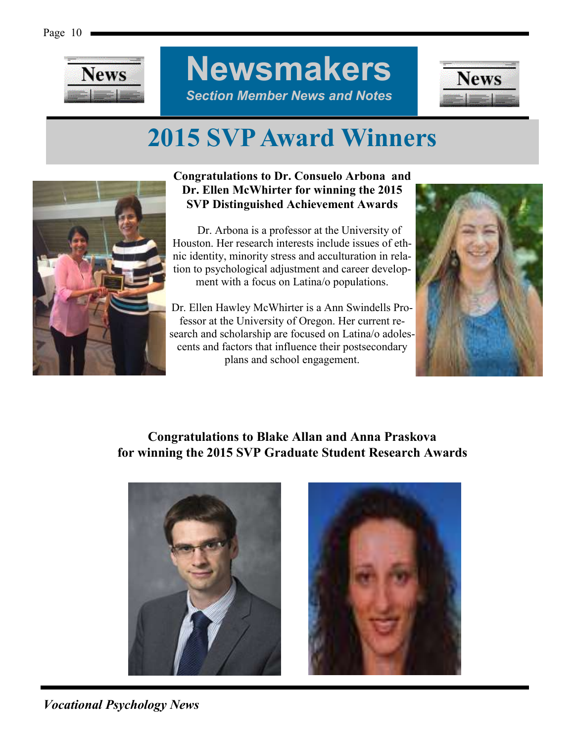# Newsmakers

*Section Member News and Notes*

## 2015 SVP Award Winners

**Congratulations to Dr. Consuelo Arbona and Dr. Ellen McWhirter for winning the 2015 SVP Distinguished Achievement Awards**

Dr. Arbona is a professor at the University of Houston. Her research interests include issues of ethnic identity, minority stress and acculturation in relation to psychological adjustment and career development with a focus on Latina/o populations.

Dr. Ellen Hawley McWhirter is a Ann Swindells Professor at the University of Oregon. Her current research and scholarship are focused on Latina/o adolescents and factors that influence their postsecondary plans and school engagement.

**Congratulations to Blake Allan and Anna Praskova for winning the 2015 SVP Graduate Student Research Awards**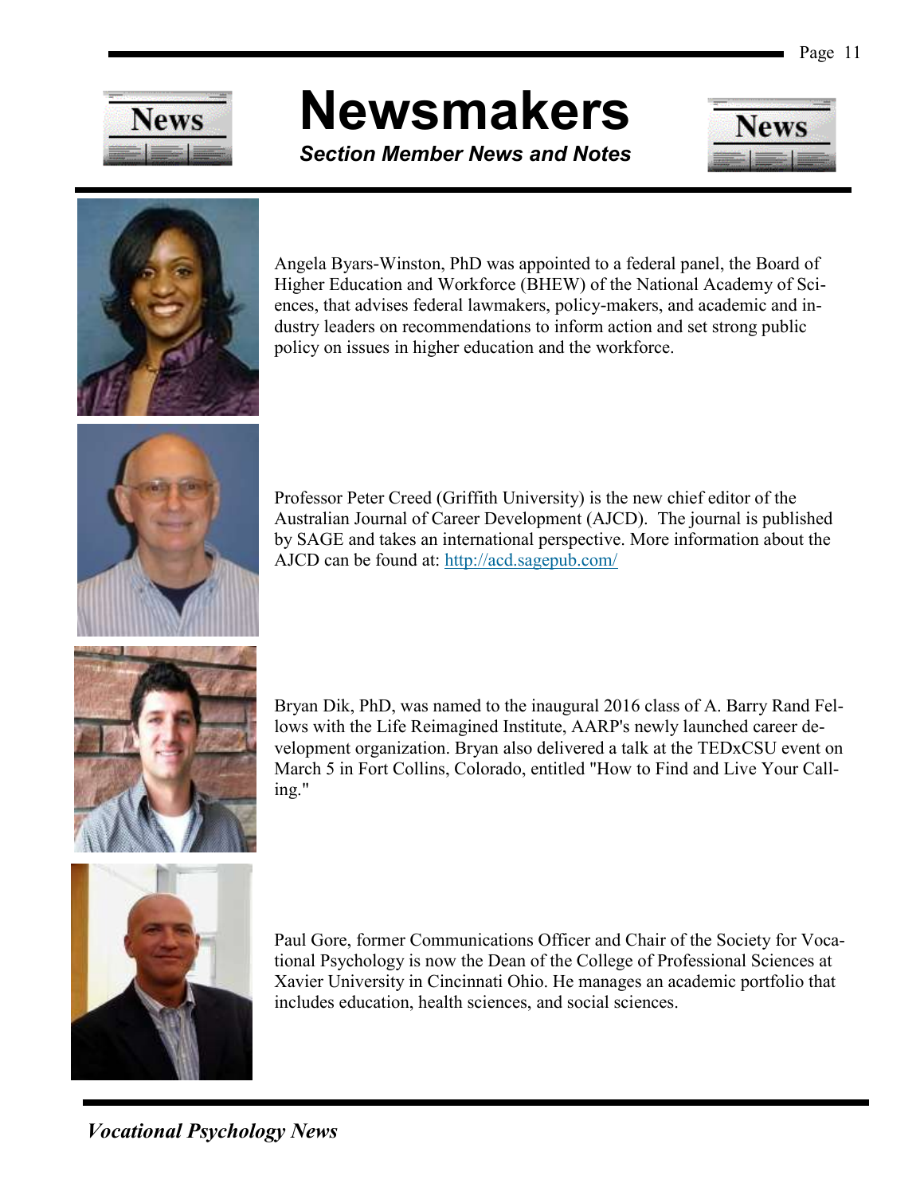# Newsmakers

***Section Member News and Notes***

Angela Byars-Winston, PhD was appointed to a federal panel, the Board of Higher Education and Workforce (BHEW) of the National Academy of Sciences, that advises federal lawmakers, policy-makers, and academic and industry leaders on recommendations to inform action and set strong public policy on issues in higher education and the workforce.

Professor Peter Creed (Griffith University) is the new chief editor of the Australian Journal of Career Development (AJCD). The journal is published by SAGE and takes an international perspective. More information about the AJCD can be found at: [http://acd.sagepub.com/](http://acd.sagepub.com/)

Bryan Dik, PhD, was named to the inaugural 2016 class of A. Barry Rand Fellows with the Life Reimagined Institute, AARP's newly launched career development organization. Bryan also delivered a talk at the TEDxCSU event on March 5 in Fort Collins, Colorado, entitled "How to Find and Live Your Calling."

Paul Gore, former Communications Officer and Chair of the Society for Vocational Psychology is now the Dean of the College of Professional Sciences at Xavier University in Cincinnati Ohio. He manages an academic portfolio that includes education, health sciences, and social sciences.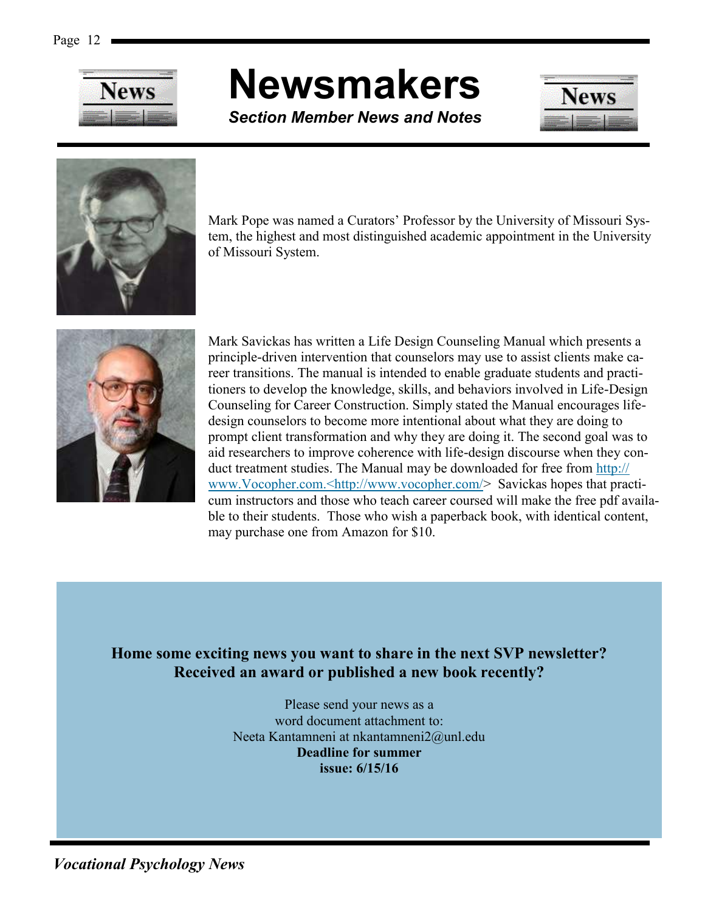# Newsmakers

***Section Member News and Notes***

Mark Pope was named a Curators' Professor by the University of Missouri System, the highest and most distinguished academic appointment in the University of Missouri System.

Mark Savickas has written a Life Design Counseling Manual which presents a principle-driven intervention that counselors may use to assist clients make career transitions. The manual is intended to enable graduate students and practitioners to develop the knowledge, skills, and behaviors involved in Life-Design Counseling for Career Construction. Simply stated the Manual encourages life-design counselors to become more intentional about what they are doing to prompt client transformation and why they are doing it. The second goal was to aid researchers to improve coherence with life-design discourse when they conduct treatment studies. The Manual may be downloaded for free from http://www.Vocopher.com.<http://www.vocopher.com/> Savickas hopes that practicum instructors and those who teach career coursed will make the free pdf available to their students. Those who wish a paperback book, with identical content, may purchase one from Amazon for $10.

**Home some exciting news you want to share in the next SVP newsletter? Received an award or published a new book recently?**

Please send your news as a word document attachment to:
Neeta Kantamneni at nkantamneni2@unl.edu
**Deadline for summer issue: 6/15/16**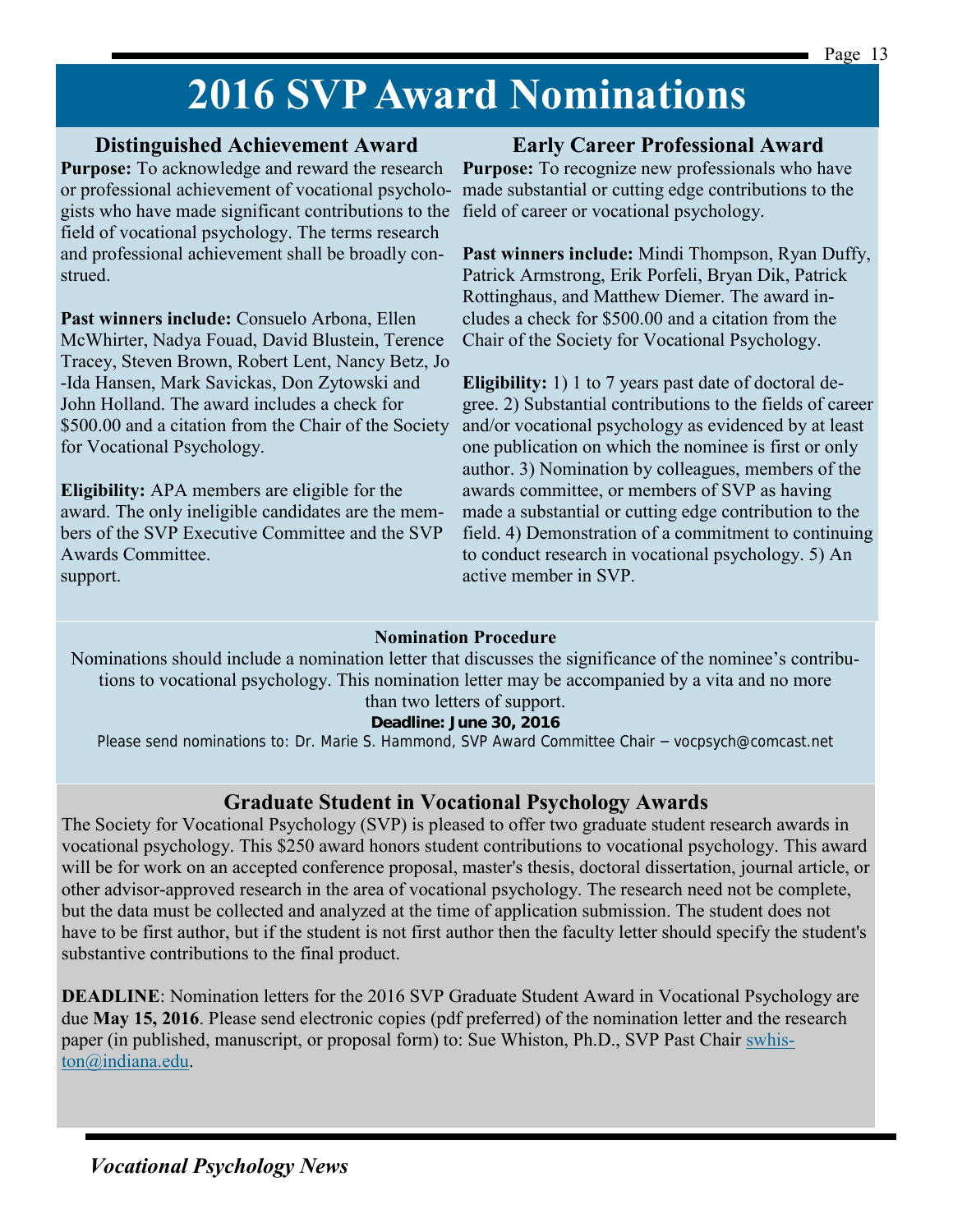# 2016 SVP Award Nominations

## Distinguished Achievement Award

**Purpose:** To acknowledge and reward the research or professional achievement of vocational psychologists who have made significant contributions to the field of vocational psychology. The terms research and professional achievement shall be broadly construed.

**Past winners include:** Consuelo Arbona, Ellen McWhirter, Nadya Fouad, David Blustein, Terence Tracey, Steven Brown, Robert Lent, Nancy Betz, Jo-Ida Hansen, Mark Savickas, Don Zytowski and John Holland. The award includes a check for $500.00 and a citation from the Chair of the Society for Vocational Psychology.

**Eligibility:** APA members are eligible for the award. The only ineligible candidates are the members of the SVP Executive Committee and the SVP Awards Committee.
support.

## Early Career Professional Award

**Purpose:** To recognize new professionals who have made substantial or cutting edge contributions to the field of career or vocational psychology.

**Past winners include:** Mindi Thompson, Ryan Duffy, Patrick Armstrong, Erik Porfeli, Bryan Dik, Patrick Rottinghaus, and Matthew Diemer. The award includes a check for $500.00 and a citation from the Chair of the Society for Vocational Psychology.

**Eligibility:** 1) 1 to 7 years past date of doctoral degree. 2) Substantial contributions to the fields of career and/or vocational psychology as evidenced by at least one publication on which the nominee is first or only author. 3) Nomination by colleagues, members of the awards committee, or members of SVP as having made a substantial or cutting edge contribution to the field. 4) Demonstration of a commitment to continuing to conduct research in vocational psychology. 5) An active member in SVP.

### Nomination Procedure

Nominations should include a nomination letter that discusses the significance of the nominee's contributions to vocational psychology. This nomination letter may be accompanied by a vita and no more than two letters of support.

**Deadline: June 30, 2016**

Please send nominations to: Dr. Marie S. Hammond, SVP Award Committee Chair – vocpsych@comcast.net

## Graduate Student in Vocational Psychology Awards

The Society for Vocational Psychology (SVP) is pleased to offer two graduate student research awards in vocational psychology. This $250 award honors student contributions to vocational psychology. This award will be for work on an accepted conference proposal, master's thesis, doctoral dissertation, journal article, or other advisor-approved research in the area of vocational psychology. The research need not be complete, but the data must be collected and analyzed at the time of application submission. The student does not have to be first author, but if the student is not first author then the faculty letter should specify the student's substantive contributions to the final product.

**DEADLINE**: Nomination letters for the 2016 SVP Graduate Student Award in Vocational Psychology are due **May 15, 2016**. Please send electronic copies (pdf preferred) of the nomination letter and the research paper (in published, manuscript, or proposal form) to: Sue Whiston, Ph.D., SVP Past Chair swhiston@indiana.edu.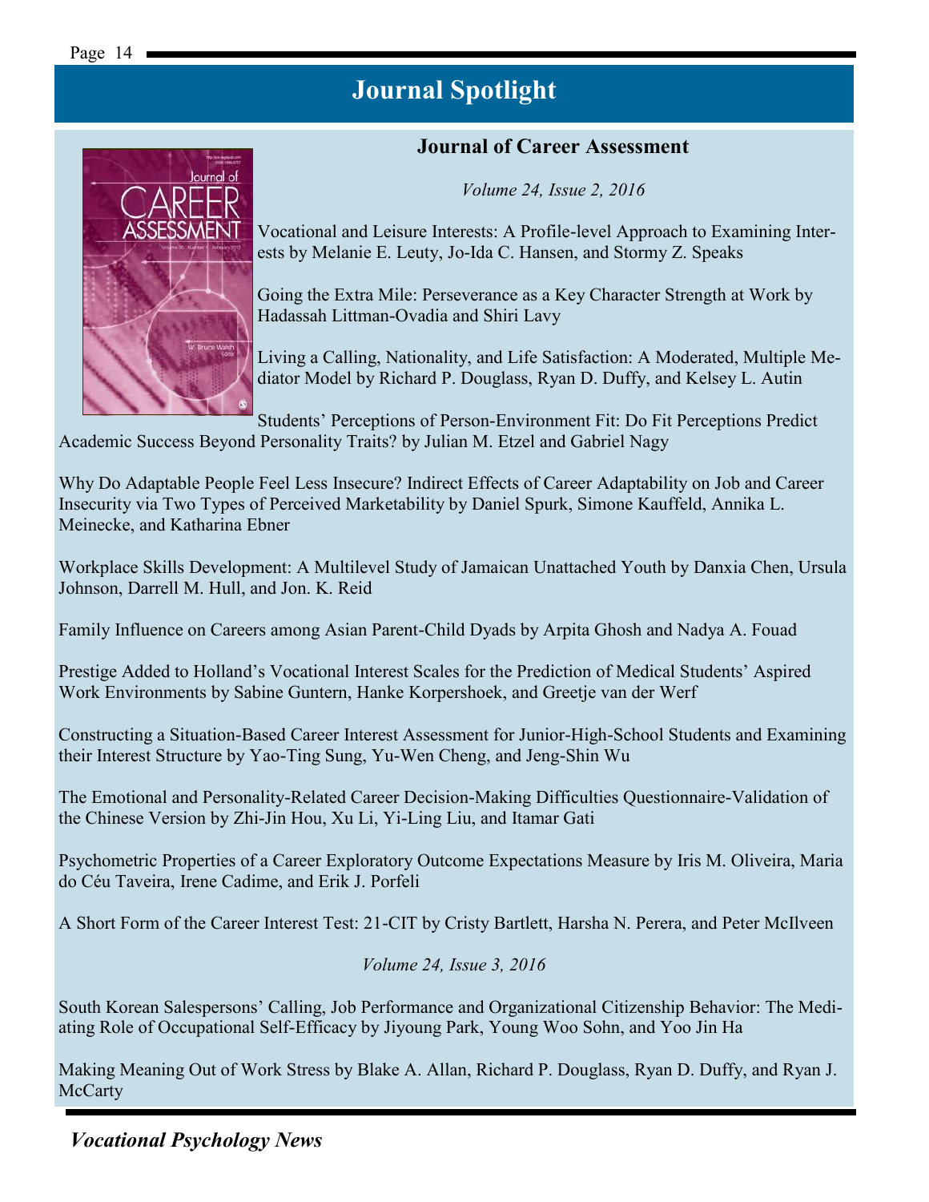# Journal Spotlight

## Journal of Career Assessment

*Volume 24, Issue 2, 2016*

Vocational and Leisure Interests: A Profile-level Approach to Examining Interests by Melanie E. Leuty, Jo-Ida C. Hansen, and Stormy Z. Speaks

Going the Extra Mile: Perseverance as a Key Character Strength at Work by Hadassah Littman-Ovadia and Shiri Lavy

Living a Calling, Nationality, and Life Satisfaction: A Moderated, Multiple Mediator Model by Richard P. Douglass, Ryan D. Duffy, and Kelsey L. Autin

Students' Perceptions of Person-Environment Fit: Do Fit Perceptions Predict Academic Success Beyond Personality Traits? by Julian M. Etzel and Gabriel Nagy

Why Do Adaptable People Feel Less Insecure? Indirect Effects of Career Adaptability on Job and Career Insecurity via Two Types of Perceived Marketability by Daniel Spurk, Simone Kauffeld, Annika L. Meinecke, and Katharina Ebner

Workplace Skills Development: A Multilevel Study of Jamaican Unattached Youth by Danxia Chen, Ursula Johnson, Darrell M. Hull, and Jon. K. Reid

Family Influence on Careers among Asian Parent-Child Dyads by Arpita Ghosh and Nadya A. Fouad

Prestige Added to Holland's Vocational Interest Scales for the Prediction of Medical Students' Aspired Work Environments by Sabine Guntern, Hanke Korpershoek, and Greetje van der Werf

Constructing a Situation-Based Career Interest Assessment for Junior-High-School Students and Examining their Interest Structure by Yao-Ting Sung, Yu-Wen Cheng, and Jeng-Shin Wu

The Emotional and Personality-Related Career Decision-Making Difficulties Questionnaire-Validation of the Chinese Version by Zhi-Jin Hou, Xu Li, Yi-Ling Liu, and Itamar Gati

Psychometric Properties of a Career Exploratory Outcome Expectations Measure by Iris M. Oliveira, Maria do Céu Taveira, Irene Cadime, and Erik J. Porfeli

A Short Form of the Career Interest Test: 21-CIT by Cristy Bartlett, Harsha N. Perera, and Peter McIlveen

*Volume 24, Issue 3, 2016*

South Korean Salespersons' Calling, Job Performance and Organizational Citizenship Behavior: The Mediating Role of Occupational Self-Efficacy by Jiyoung Park, Young Woo Sohn, and Yoo Jin Ha

Making Meaning Out of Work Stress by Blake A. Allan, Richard P. Douglass, Ryan D. Duffy, and Ryan J. McCarty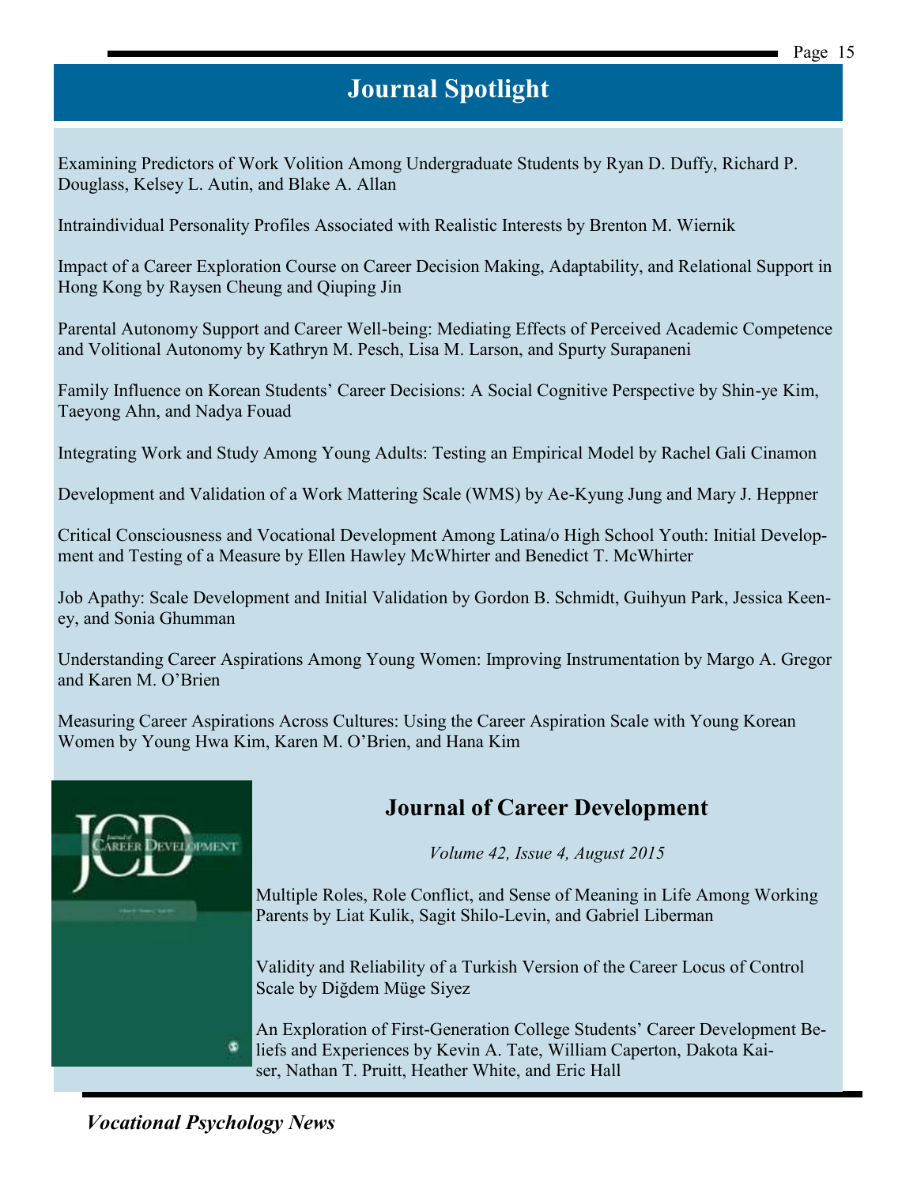# Journal Spotlight

Examining Predictors of Work Volition Among Undergraduate Students by Ryan D. Duffy, Richard P. Douglass, Kelsey L. Autin, and Blake A. Allan

Intraindividual Personality Profiles Associated with Realistic Interests by Brenton M. Wiernik

Impact of a Career Exploration Course on Career Decision Making, Adaptability, and Relational Support in Hong Kong by Raysen Cheung and Qiuping Jin

Parental Autonomy Support and Career Well-being: Mediating Effects of Perceived Academic Competence and Volitional Autonomy by Kathryn M. Pesch, Lisa M. Larson, and Spurty Surapaneni

Family Influence on Korean Students' Career Decisions: A Social Cognitive Perspective by Shin-ye Kim, Taeyong Ahn, and Nadya Fouad

Integrating Work and Study Among Young Adults: Testing an Empirical Model by Rachel Gali Cinamon

Development and Validation of a Work Mattering Scale (WMS) by Ae-Kyung Jung and Mary J. Heppner

Critical Consciousness and Vocational Development Among Latina/o High School Youth: Initial Development and Testing of a Measure by Ellen Hawley McWhirter and Benedict T. McWhirter

Job Apathy: Scale Development and Initial Validation by Gordon B. Schmidt, Guihyun Park, Jessica Keeney, and Sonia Ghumman

Understanding Career Aspirations Among Young Women: Improving Instrumentation by Margo A. Gregor and Karen M. O'Brien

Measuring Career Aspirations Across Cultures: Using the Career Aspiration Scale with Young Korean Women by Young Hwa Kim, Karen M. O'Brien, and Hana Kim

## Journal of Career Development

*Volume 42, Issue 4, August 2015*

Multiple Roles, Role Conflict, and Sense of Meaning in Life Among Working Parents by Liat Kulik, Sagit Shilo-Levin, and Gabriel Liberman

Validity and Reliability of a Turkish Version of the Career Locus of Control Scale by Diğdem Müge Siyez

An Exploration of First-Generation College Students' Career Development Beliefs and Experiences by Kevin A. Tate, William Caperton, Dakota Kaiser, Nathan T. Pruitt, Heather White, and Eric Hall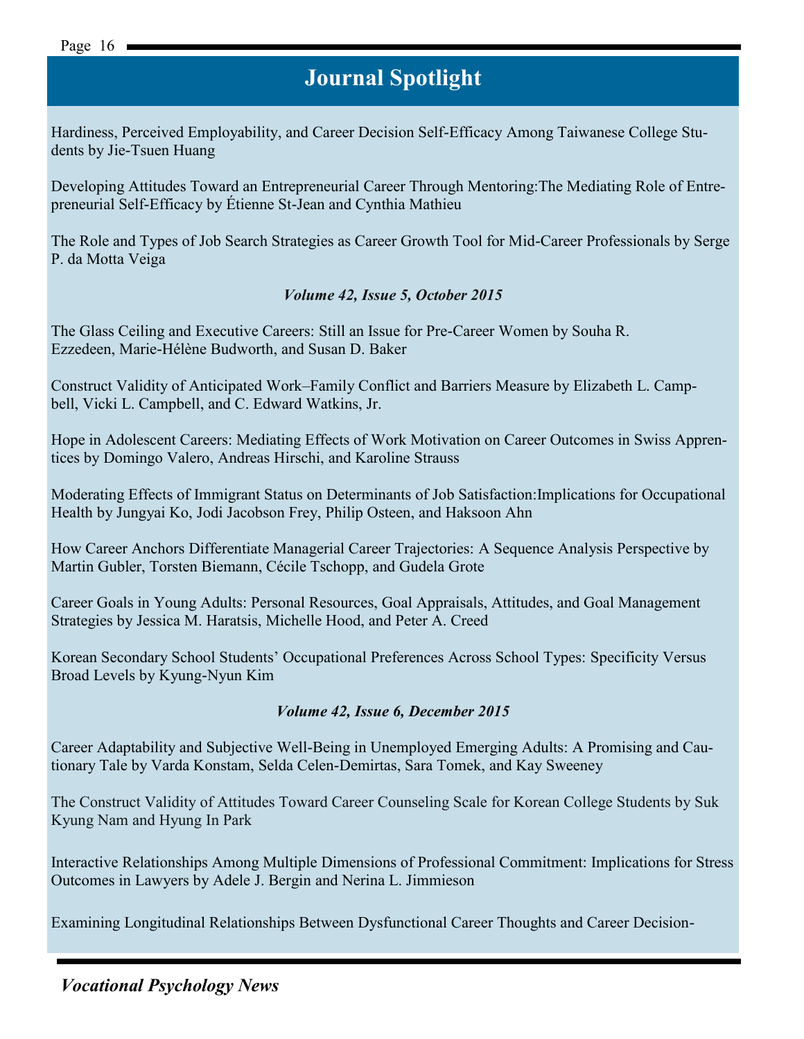## Journal Spotlight

Hardiness, Perceived Employability, and Career Decision Self-Efficacy Among Taiwanese College Students by Jie-Tsuen Huang

Developing Attitudes Toward an Entrepreneurial Career Through Mentoring:The Mediating Role of Entrepreneurial Self-Efficacy by Étienne St-Jean and Cynthia Mathieu

The Role and Types of Job Search Strategies as Career Growth Tool for Mid-Career Professionals by Serge P. da Motta Veiga

***Volume 42, Issue 5, October 2015***

The Glass Ceiling and Executive Careers: Still an Issue for Pre-Career Women by Souha R. Ezzedeen, Marie-Hélène Budworth, and Susan D. Baker

Construct Validity of Anticipated Work–Family Conflict and Barriers Measure by Elizabeth L. Campbell, Vicki L. Campbell, and C. Edward Watkins, Jr.

Hope in Adolescent Careers: Mediating Effects of Work Motivation on Career Outcomes in Swiss Apprentices by Domingo Valero, Andreas Hirschi, and Karoline Strauss

Moderating Effects of Immigrant Status on Determinants of Job Satisfaction:Implications for Occupational Health by Jungyai Ko, Jodi Jacobson Frey, Philip Osteen, and Haksoon Ahn

How Career Anchors Differentiate Managerial Career Trajectories: A Sequence Analysis Perspective by Martin Gubler, Torsten Biemann, Cécile Tschopp, and Gudela Grote

Career Goals in Young Adults: Personal Resources, Goal Appraisals, Attitudes, and Goal Management Strategies by Jessica M. Haratsis, Michelle Hood, and Peter A. Creed

Korean Secondary School Students' Occupational Preferences Across School Types: Specificity Versus Broad Levels by Kyung-Nyun Kim

***Volume 42, Issue 6, December 2015***

Career Adaptability and Subjective Well-Being in Unemployed Emerging Adults: A Promising and Cautionary Tale by Varda Konstam, Selda Celen-Demirtas, Sara Tomek, and Kay Sweeney

The Construct Validity of Attitudes Toward Career Counseling Scale for Korean College Students by Suk Kyung Nam and Hyung In Park

Interactive Relationships Among Multiple Dimensions of Professional Commitment: Implications for Stress Outcomes in Lawyers by Adele J. Bergin and Nerina L. Jimmieson

Examining Longitudinal Relationships Between Dysfunctional Career Thoughts and Career Decision-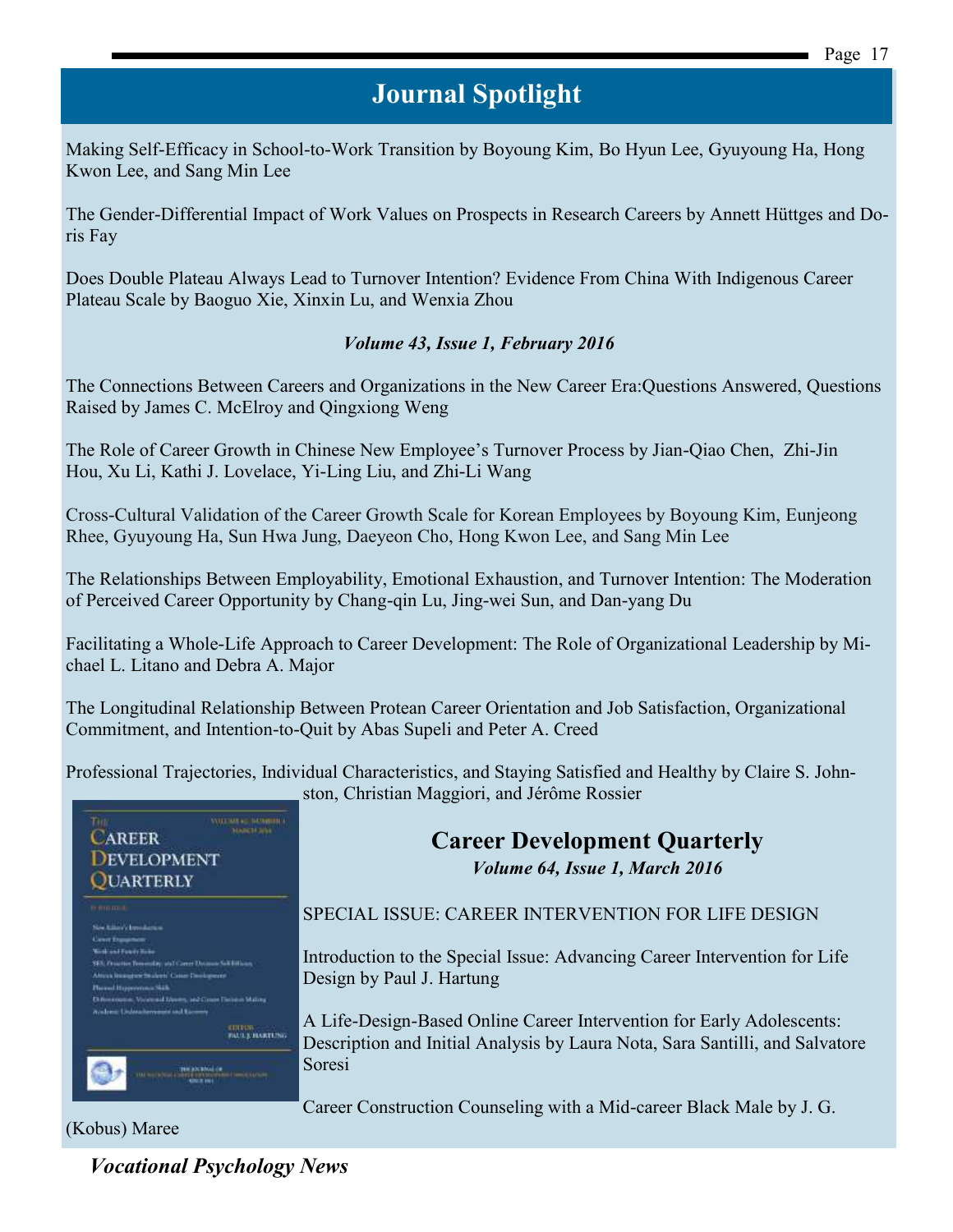## Journal Spotlight

Making Self-Efficacy in School-to-Work Transition by Boyoung Kim, Bo Hyun Lee, Gyuyoung Ha, Hong Kwon Lee, and Sang Min Lee

The Gender-Differential Impact of Work Values on Prospects in Research Careers by Annett Hüttges and Doris Fay

Does Double Plateau Always Lead to Turnover Intention? Evidence From China With Indigenous Career Plateau Scale by Baoguo Xie, Xinxin Lu, and Wenxia Zhou

***Volume 43, Issue 1, February 2016***

The Connections Between Careers and Organizations in the New Career Era:Questions Answered, Questions Raised by James C. McElroy and Qingxiong Weng

The Role of Career Growth in Chinese New Employee's Turnover Process by Jian-Qiao Chen, Zhi-Jin Hou, Xu Li, Kathi J. Lovelace, Yi-Ling Liu, and Zhi-Li Wang

Cross-Cultural Validation of the Career Growth Scale for Korean Employees by Boyoung Kim, Eunjeong Rhee, Gyuyoung Ha, Sun Hwa Jung, Daeyeon Cho, Hong Kwon Lee, and Sang Min Lee

The Relationships Between Employability, Emotional Exhaustion, and Turnover Intention: The Moderation of Perceived Career Opportunity by Chang-qin Lu, Jing-wei Sun, and Dan-yang Du

Facilitating a Whole-Life Approach to Career Development: The Role of Organizational Leadership by Michael L. Litano and Debra A. Major

The Longitudinal Relationship Between Protean Career Orientation and Job Satisfaction, Organizational Commitment, and Intention-to-Quit by Abas Supeli and Peter A. Creed

Professional Trajectories, Individual Characteristics, and Staying Satisfied and Healthy by Claire S. Johnston, Christian Maggiori, and Jérôme Rossier

### Career Development Quarterly

***Volume 64, Issue 1, March 2016***

SPECIAL ISSUE: CAREER INTERVENTION FOR LIFE DESIGN

Introduction to the Special Issue: Advancing Career Intervention for Life Design by Paul J. Hartung

A Life-Design-Based Online Career Intervention for Early Adolescents: Description and Initial Analysis by Laura Nota, Sara Santilli, and Salvatore Soresi

Career Construction Counseling with a Mid-career Black Male by J. G. (Kobus) Maree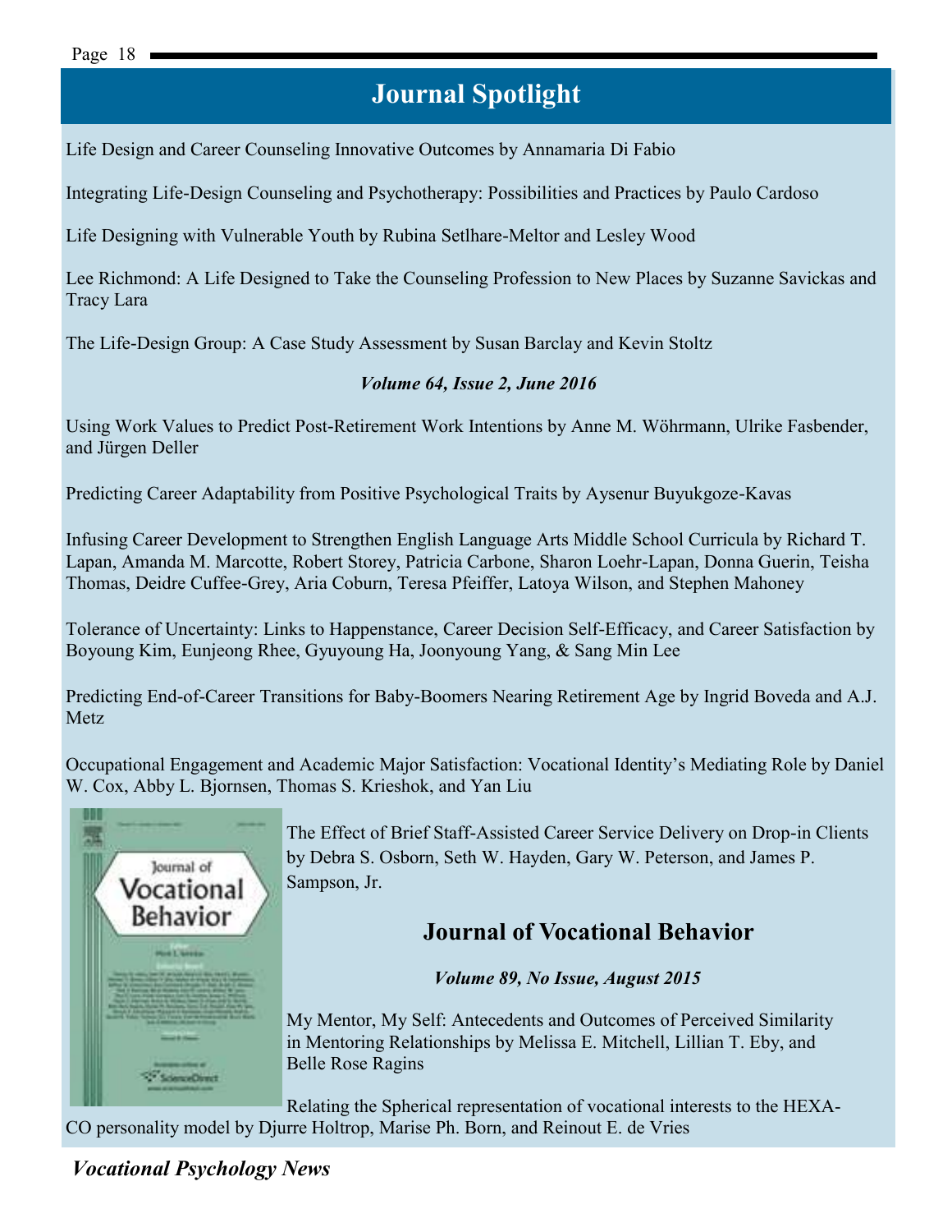## Journal Spotlight

Life Design and Career Counseling Innovative Outcomes by Annamaria Di Fabio

Integrating Life-Design Counseling and Psychotherapy: Possibilities and Practices by Paulo Cardoso

Life Designing with Vulnerable Youth by Rubina Setlhare-Meltor and Lesley Wood

Lee Richmond: A Life Designed to Take the Counseling Profession to New Places by Suzanne Savickas and Tracy Lara

The Life-Design Group: A Case Study Assessment by Susan Barclay and Kevin Stoltz

***Volume 64, Issue 2, June 2016***

Using Work Values to Predict Post-Retirement Work Intentions by Anne M. Wöhrmann, Ulrike Fasbender, and Jürgen Deller

Predicting Career Adaptability from Positive Psychological Traits by Aysenur Buyukgoze-Kavas

Infusing Career Development to Strengthen English Language Arts Middle School Curricula by Richard T. Lapan, Amanda M. Marcotte, Robert Storey, Patricia Carbone, Sharon Loehr-Lapan, Donna Guerin, Teisha Thomas, Deidre Cuffee-Grey, Aria Coburn, Teresa Pfeiffer, Latoya Wilson, and Stephen Mahoney

Tolerance of Uncertainty: Links to Happenstance, Career Decision Self-Efficacy, and Career Satisfaction by Boyoung Kim, Eunjeong Rhee, Gyuyoung Ha, Joonyoung Yang, & Sang Min Lee

Predicting End-of-Career Transitions for Baby-Boomers Nearing Retirement Age by Ingrid Boveda and A.J. Metz

Occupational Engagement and Academic Major Satisfaction: Vocational Identity's Mediating Role by Daniel W. Cox, Abby L. Bjornsen, Thomas S. Krieshok, and Yan Liu

The Effect of Brief Staff-Assisted Career Service Delivery on Drop-in Clients by Debra S. Osborn, Seth W. Hayden, Gary W. Peterson, and James P. Sampson, Jr.

### Journal of Vocational Behavior

***Volume 89, No Issue, August 2015***

My Mentor, My Self: Antecedents and Outcomes of Perceived Similarity in Mentoring Relationships by Melissa E. Mitchell, Lillian T. Eby, and Belle Rose Ragins

Relating the Spherical representation of vocational interests to the HEXA-CO personality model by Djurre Holtrop, Marise Ph. Born, and Reinout E. de Vries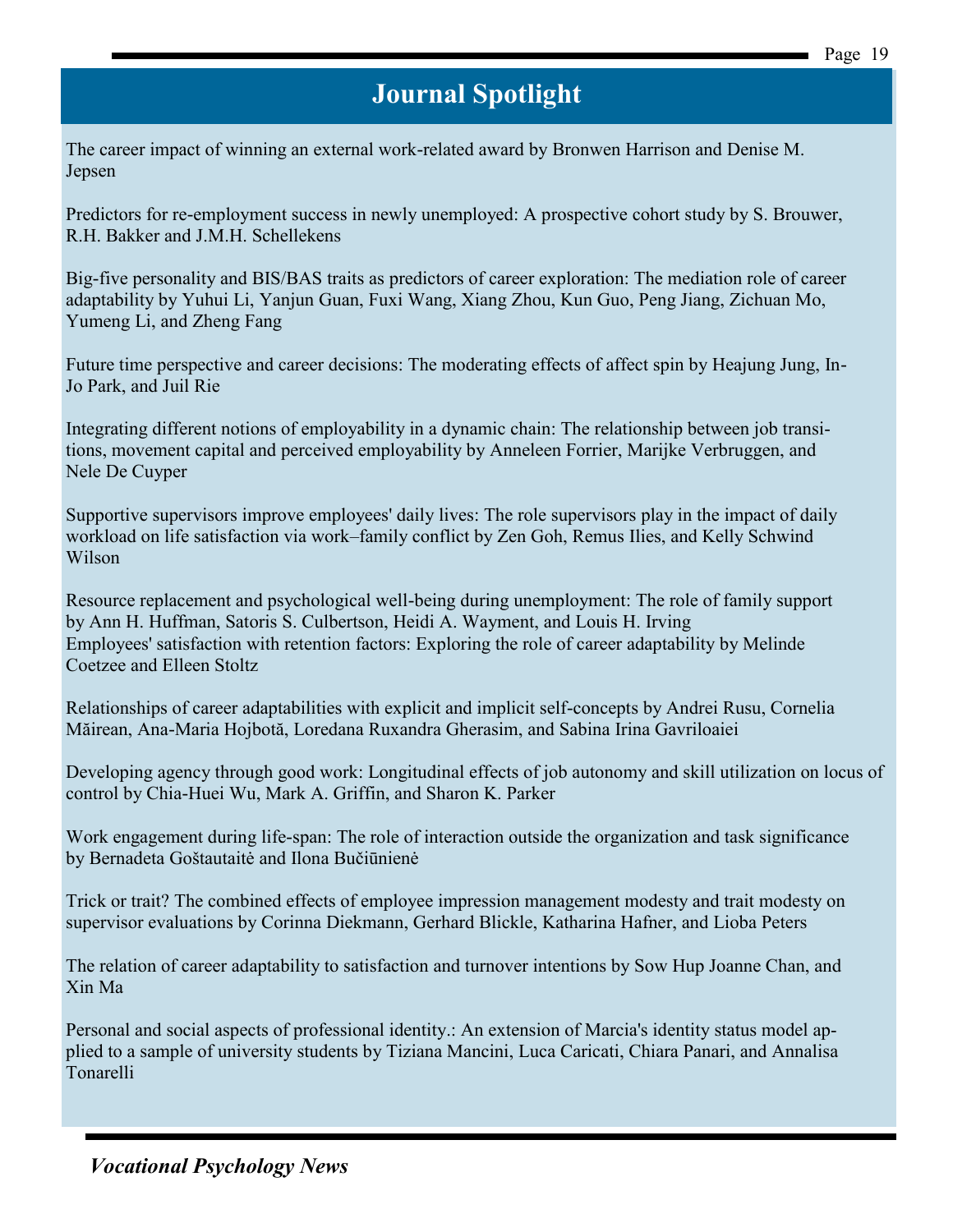# Journal Spotlight

The career impact of winning an external work-related award by Bronwen Harrison and Denise M. Jepsen

Predictors for re-employment success in newly unemployed: A prospective cohort study by S. Brouwer, R.H. Bakker and J.M.H. Schellekens

Big-five personality and BIS/BAS traits as predictors of career exploration: The mediation role of career adaptability by Yuhui Li, Yanjun Guan, Fuxi Wang, Xiang Zhou, Kun Guo, Peng Jiang, Zichuan Mo, Yumeng Li, and Zheng Fang

Future time perspective and career decisions: The moderating effects of affect spin by Heajung Jung, In-Jo Park, and Juil Rie

Integrating different notions of employability in a dynamic chain: The relationship between job transitions, movement capital and perceived employability by Anneleen Forrier, Marijke Verbruggen, and Nele De Cuyper

Supportive supervisors improve employees' daily lives: The role supervisors play in the impact of daily workload on life satisfaction via work–family conflict by Zen Goh, Remus Ilies, and Kelly Schwind Wilson

Resource replacement and psychological well-being during unemployment: The role of family support by Ann H. Huffman, Satoris S. Culbertson, Heidi A. Wayment, and Louis H. Irving
Employees' satisfaction with retention factors: Exploring the role of career adaptability by Melinde Coetzee and Elleen Stoltz

Relationships of career adaptabilities with explicit and implicit self-concepts by Andrei Rusu, Cornelia Măirean, Ana-Maria Hojbotă, Loredana Ruxandra Gherasim, and Sabina Irina Gavriloaiei

Developing agency through good work: Longitudinal effects of job autonomy and skill utilization on locus of control by Chia-Huei Wu, Mark A. Griffin, and Sharon K. Parker

Work engagement during life-span: The role of interaction outside the organization and task significance by Bernadeta Goštautaitė and Ilona Bučiūnienė

Trick or trait? The combined effects of employee impression management modesty and trait modesty on supervisor evaluations by Corinna Diekmann, Gerhard Blickle, Katharina Hafner, and Lioba Peters

The relation of career adaptability to satisfaction and turnover intentions by Sow Hup Joanne Chan, and Xin Ma

Personal and social aspects of professional identity.: An extension of Marcia's identity status model applied to a sample of university students by Tiziana Mancini, Luca Caricati, Chiara Panari, and Annalisa Tonarelli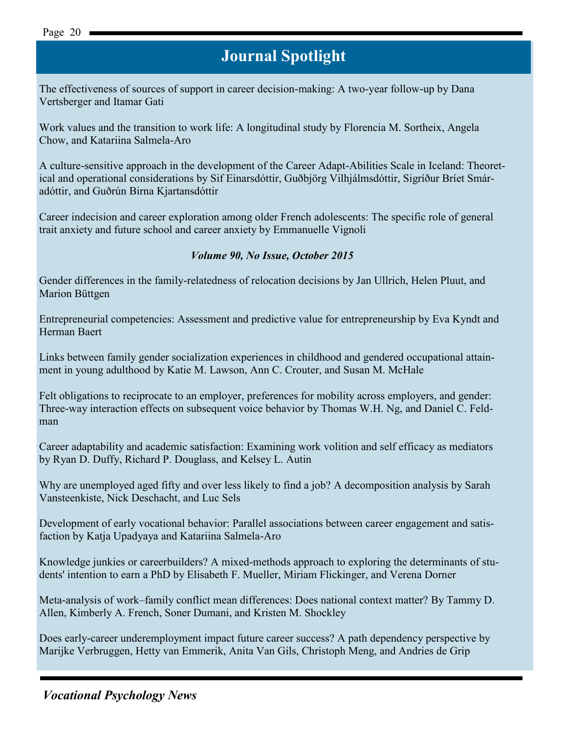## Journal Spotlight

The effectiveness of sources of support in career decision-making: A two-year follow-up by Dana Vertsberger and Itamar Gati

Work values and the transition to work life: A longitudinal study by Florencia M. Sortheix, Angela Chow, and Katariina Salmela-Aro

A culture-sensitive approach in the development of the Career Adapt-Abilities Scale in Iceland: Theoretical and operational considerations by Sif Einarsdóttir, Guðbjörg Vilhjálmsdóttir, Sigríður Bríet Smáradóttir, and Guðrún Birna Kjartansdóttir

Career indecision and career exploration among older French adolescents: The specific role of general trait anxiety and future school and career anxiety by Emmanuelle Vignoli

***Volume 90, No Issue, October 2015***

Gender differences in the family-relatedness of relocation decisions by Jan Ullrich, Helen Pluut, and Marion Büttgen

Entrepreneurial competencies: Assessment and predictive value for entrepreneurship by Eva Kyndt and Herman Baert

Links between family gender socialization experiences in childhood and gendered occupational attainment in young adulthood by Katie M. Lawson, Ann C. Crouter, and Susan M. McHale

Felt obligations to reciprocate to an employer, preferences for mobility across employers, and gender: Three-way interaction effects on subsequent voice behavior by Thomas W.H. Ng, and Daniel C. Feldman

Career adaptability and academic satisfaction: Examining work volition and self efficacy as mediators by Ryan D. Duffy, Richard P. Douglass, and Kelsey L. Autin

Why are unemployed aged fifty and over less likely to find a job? A decomposition analysis by Sarah Vansteenkiste, Nick Deschacht, and Luc Sels

Development of early vocational behavior: Parallel associations between career engagement and satisfaction by Katja Upadyaya and Katariina Salmela-Aro

Knowledge junkies or careerbuilders? A mixed-methods approach to exploring the determinants of students' intention to earn a PhD by Elisabeth F. Mueller, Miriam Flickinger, and Verena Dorner

Meta-analysis of work–family conflict mean differences: Does national context matter? By Tammy D. Allen, Kimberly A. French, Soner Dumani, and Kristen M. Shockley

Does early-career underemployment impact future career success? A path dependency perspective by Marijke Verbruggen, Hetty van Emmerik, Anita Van Gils, Christoph Meng, and Andries de Grip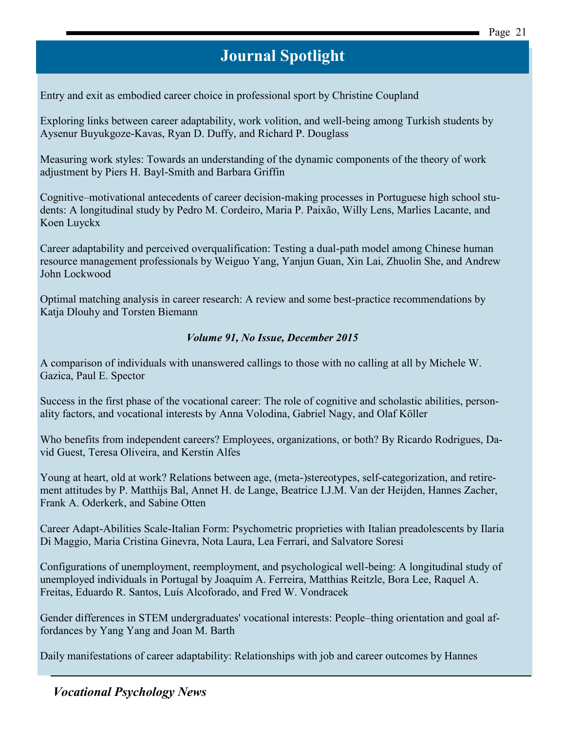## Journal Spotlight

Entry and exit as embodied career choice in professional sport by Christine Coupland

Exploring links between career adaptability, work volition, and well-being among Turkish students by Aysenur Buyukgoze-Kavas, Ryan D. Duffy, and Richard P. Douglass

Measuring work styles: Towards an understanding of the dynamic components of the theory of work adjustment by Piers H. Bayl-Smith and Barbara Griffin

Cognitive–motivational antecedents of career decision-making processes in Portuguese high school students: A longitudinal study by Pedro M. Cordeiro, Maria P. Paixão, Willy Lens, Marlies Lacante, and Koen Luyckx

Career adaptability and perceived overqualification: Testing a dual-path model among Chinese human resource management professionals by Weiguo Yang, Yanjun Guan, Xin Lai, Zhuolin She, and Andrew John Lockwood

Optimal matching analysis in career research: A review and some best-practice recommendations by Katja Dlouhy and Torsten Biemann

***Volume 91, No Issue, December 2015***

A comparison of individuals with unanswered callings to those with no calling at all by Michele W. Gazica, Paul E. Spector

Success in the first phase of the vocational career: The role of cognitive and scholastic abilities, personality factors, and vocational interests by Anna Volodina, Gabriel Nagy, and Olaf Köller

Who benefits from independent careers? Employees, organizations, or both? By Ricardo Rodrigues, David Guest, Teresa Oliveira, and Kerstin Alfes

Young at heart, old at work? Relations between age, (meta-)stereotypes, self-categorization, and retirement attitudes by P. Matthijs Bal, Annet H. de Lange, Beatrice I.J.M. Van der Heijden, Hannes Zacher, Frank A. Oderkerk, and Sabine Otten

Career Adapt-Abilities Scale-Italian Form: Psychometric proprieties with Italian preadolescents by Ilaria Di Maggio, Maria Cristina Ginevra, Nota Laura, Lea Ferrari, and Salvatore Soresi

Configurations of unemployment, reemployment, and psychological well-being: A longitudinal study of unemployed individuals in Portugal by Joaquim A. Ferreira, Matthias Reitzle, Bora Lee, Raquel A. Freitas, Eduardo R. Santos, Luís Alcoforado, and Fred W. Vondracek

Gender differences in STEM undergraduates' vocational interests: People–thing orientation and goal affordances by Yang Yang and Joan M. Barth

Daily manifestations of career adaptability: Relationships with job and career outcomes by Hannes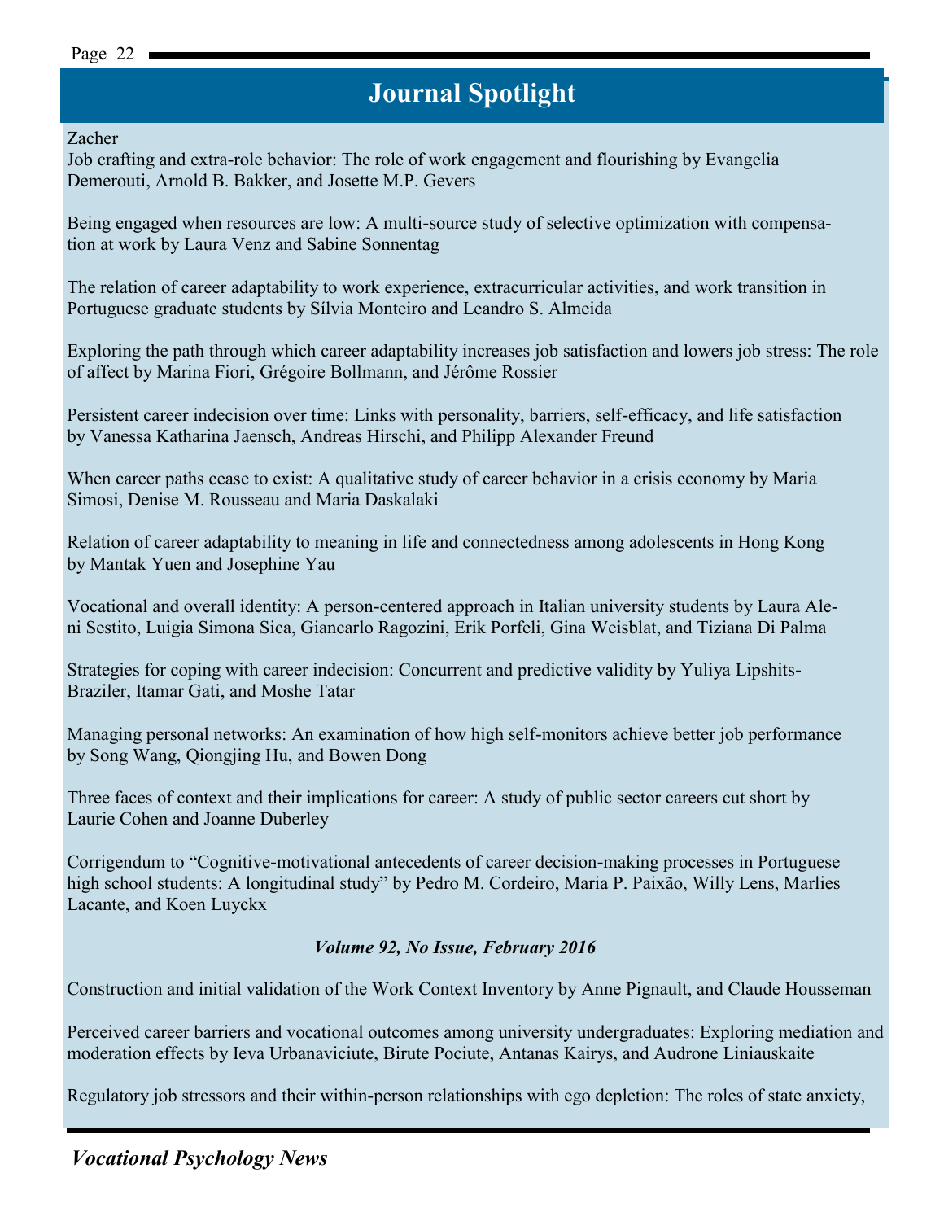## Journal Spotlight

Zacher

Job crafting and extra-role behavior: The role of work engagement and flourishing by Evangelia Demerouti, Arnold B. Bakker, and Josette M.P. Gevers

Being engaged when resources are low: A multi-source study of selective optimization with compensation at work by Laura Venz and Sabine Sonnentag

The relation of career adaptability to work experience, extracurricular activities, and work transition in Portuguese graduate students by Sílvia Monteiro and Leandro S. Almeida

Exploring the path through which career adaptability increases job satisfaction and lowers job stress: The role of affect by Marina Fiori, Grégoire Bollmann, and Jérôme Rossier

Persistent career indecision over time: Links with personality, barriers, self-efficacy, and life satisfaction by Vanessa Katharina Jaensch, Andreas Hirschi, and Philipp Alexander Freund

When career paths cease to exist: A qualitative study of career behavior in a crisis economy by Maria Simosi, Denise M. Rousseau and Maria Daskalaki

Relation of career adaptability to meaning in life and connectedness among adolescents in Hong Kong by Mantak Yuen and Josephine Yau

Vocational and overall identity: A person-centered approach in Italian university students by Laura Aleni Sestito, Luigia Simona Sica, Giancarlo Ragozini, Erik Porfeli, Gina Weisblat, and Tiziana Di Palma

Strategies for coping with career indecision: Concurrent and predictive validity by Yuliya Lipshits-Braziler, Itamar Gati, and Moshe Tatar

Managing personal networks: An examination of how high self-monitors achieve better job performance by Song Wang, Qiongjing Hu, and Bowen Dong

Three faces of context and their implications for career: A study of public sector careers cut short by Laurie Cohen and Joanne Duberley

Corrigendum to "Cognitive-motivational antecedents of career decision-making processes in Portuguese high school students: A longitudinal study" by Pedro M. Cordeiro, Maria P. Paixão, Willy Lens, Marlies Lacante, and Koen Luyckx

***Volume 92, No Issue, February 2016***

Construction and initial validation of the Work Context Inventory by Anne Pignault, and Claude Housseman

Perceived career barriers and vocational outcomes among university undergraduates: Exploring mediation and moderation effects by Ieva Urbanaviciute, Birute Pociute, Antanas Kairys, and Audrone Liniauskaite

Regulatory job stressors and their within-person relationships with ego depletion: The roles of state anxiety,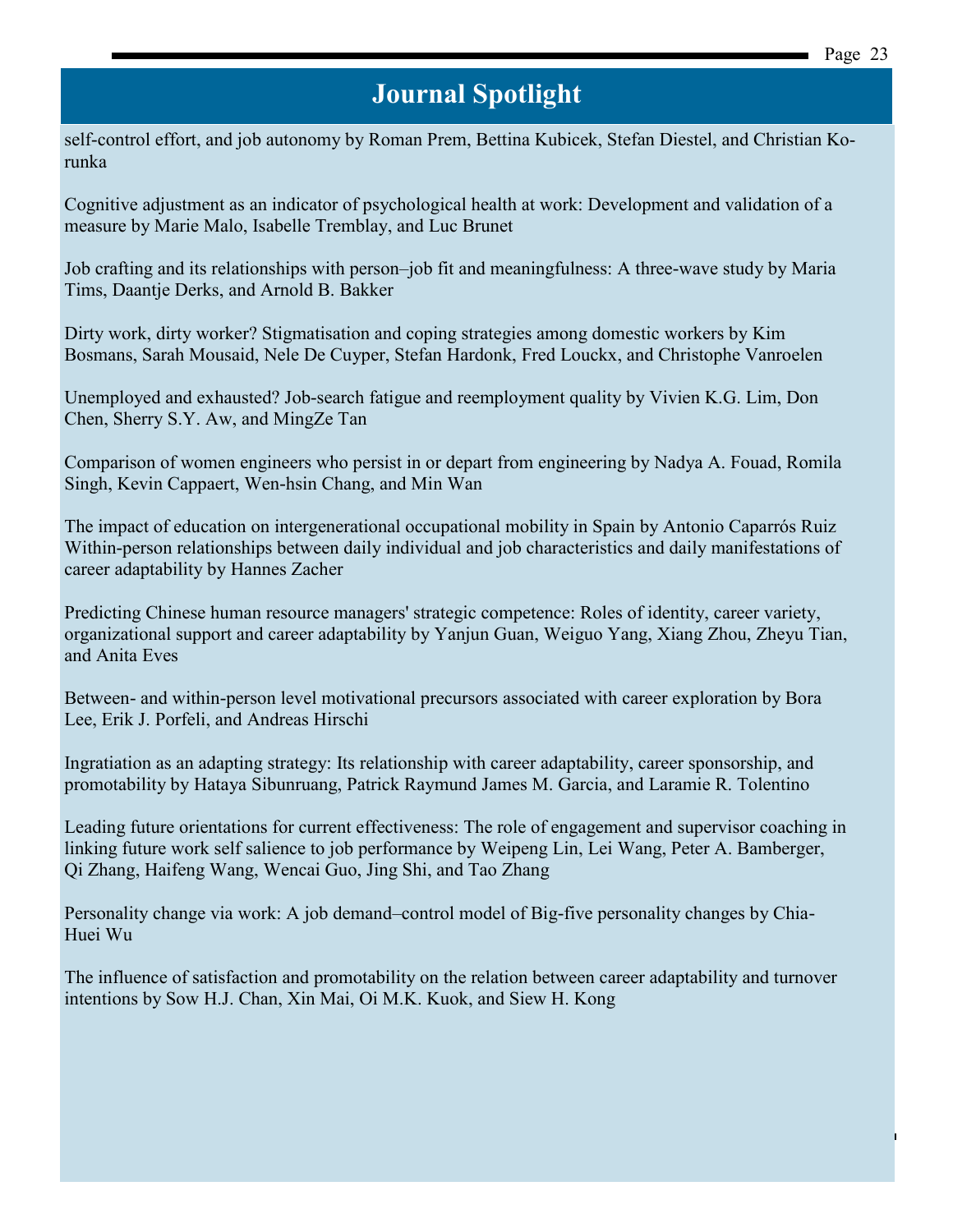## Journal Spotlight

self-control effort, and job autonomy by Roman Prem, Bettina Kubicek, Stefan Diestel, and Christian Korunka

Cognitive adjustment as an indicator of psychological health at work: Development and validation of a measure by Marie Malo, Isabelle Tremblay, and Luc Brunet

Job crafting and its relationships with person–job fit and meaningfulness: A three-wave study by Maria Tims, Daantje Derks, and Arnold B. Bakker

Dirty work, dirty worker? Stigmatisation and coping strategies among domestic workers by Kim Bosmans, Sarah Mousaid, Nele De Cuyper, Stefan Hardonk, Fred Louckx, and Christophe Vanroelen

Unemployed and exhausted? Job-search fatigue and reemployment quality by Vivien K.G. Lim, Don Chen, Sherry S.Y. Aw, and MingZe Tan

Comparison of women engineers who persist in or depart from engineering by Nadya A. Fouad, Romila Singh, Kevin Cappaert, Wen-hsin Chang, and Min Wan

The impact of education on intergenerational occupational mobility in Spain by Antonio Caparrós Ruiz
Within-person relationships between daily individual and job characteristics and daily manifestations of career adaptability by Hannes Zacher

Predicting Chinese human resource managers' strategic competence: Roles of identity, career variety, organizational support and career adaptability by Yanjun Guan, Weiguo Yang, Xiang Zhou, Zheyu Tian, and Anita Eves

Between- and within-person level motivational precursors associated with career exploration by Bora Lee, Erik J. Porfeli, and Andreas Hirschi

Ingratiation as an adapting strategy: Its relationship with career adaptability, career sponsorship, and promotability by Hataya Sibunruang, Patrick Raymund James M. Garcia, and Laramie R. Tolentino

Leading future orientations for current effectiveness: The role of engagement and supervisor coaching in linking future work self salience to job performance by Weipeng Lin, Lei Wang, Peter A. Bamberger, Qi Zhang, Haifeng Wang, Wencai Guo, Jing Shi, and Tao Zhang

Personality change via work: A job demand–control model of Big-five personality changes by Chia-Huei Wu

The influence of satisfaction and promotability on the relation between career adaptability and turnover intentions by Sow H.J. Chan, Xin Mai, Oi M.K. Kuok, and Siew H. Kong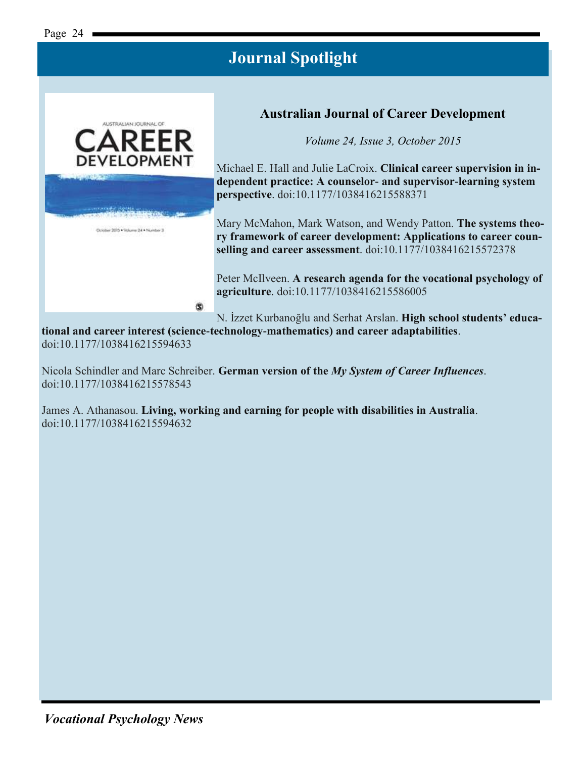# Journal Spotlight

## Australian Journal of Career Development

*Volume 24, Issue 3, October 2015*

Michael E. Hall and Julie LaCroix. **Clinical career supervision in independent practice: A counselor- and supervisor-learning system perspective**. doi:10.1177/1038416215588371

Mary McMahon, Mark Watson, and Wendy Patton. **The systems theory framework of career development: Applications to career counselling and career assessment**. doi:10.1177/1038416215572378

Peter McIlveen. **A research agenda for the vocational psychology of agriculture**. doi:10.1177/1038416215586005

N. İzzet Kurbanoğlu and Serhat Arslan. **High school students' educational and career interest (science-technology-mathematics) and career adaptabilities**. doi:10.1177/1038416215594633

Nicola Schindler and Marc Schreiber. **German version of the *My System of Career Influences***. doi:10.1177/1038416215578543

James A. Athanasou. **Living, working and earning for people with disabilities in Australia**. doi:10.1177/1038416215594632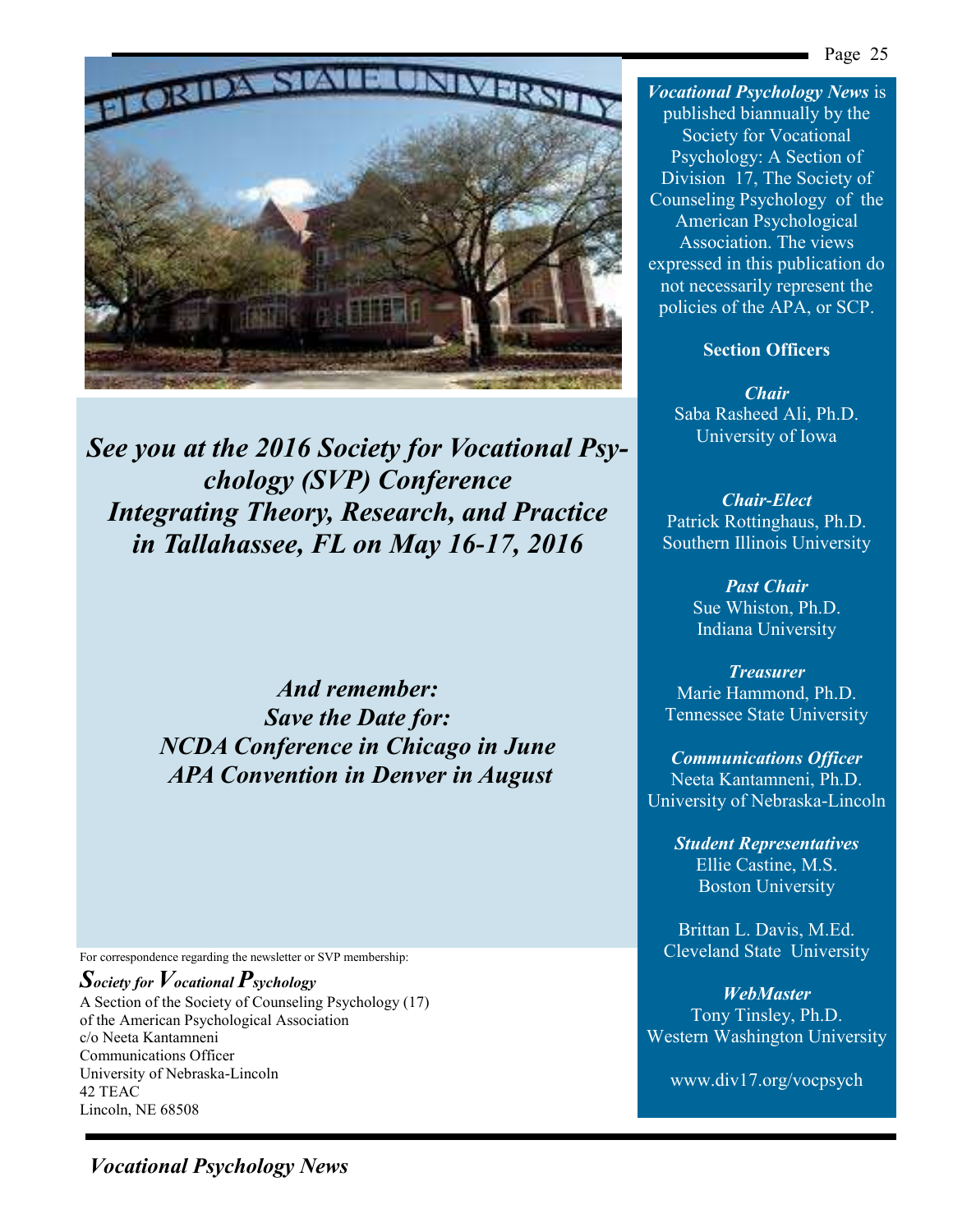***See you at the 2016 Society for Vocational Psychology (SVP) Conference Integrating Theory, Research, and Practice in Tallahassee, FL on May 16-17, 2016***

***And remember:***
***Save the Date for:***
***NCDA Conference in Chicago in June***
***APA Convention in Denver in August***

For correspondence regarding the newsletter or SVP membership:

***Society for Vocational Psychology***
A Section of the Society of Counseling Psychology (17)
of the American Psychological Association
c/o Neeta Kantamneni
Communications Officer
University of Nebraska-Lincoln
42 TEAC
Lincoln, NE 68508

***Vocational Psychology News*** is published biannually by the Society for Vocational Psychology: A Section of Division 17, The Society of Counseling Psychology of the American Psychological Association. The views expressed in this publication do not necessarily represent the policies of the APA, or SCP.

**Section Officers**

***Chair***
Saba Rasheed Ali, Ph.D.
University of Iowa

***Chair-Elect***
Patrick Rottinghaus, Ph.D.
Southern Illinois University

***Past Chair***
Sue Whiston, Ph.D.
Indiana University

***Treasurer***
Marie Hammond, Ph.D.
Tennessee State University

***Communications Officer***
Neeta Kantamneni, Ph.D.
University of Nebraska-Lincoln

***Student Representatives***
Ellie Castine, M.S.
Boston University

Brittan L. Davis, M.Ed.
Cleveland State University

***WebMaster***
Tony Tinsley, Ph.D.
Western Washington University

www.div17.org/vocpsych